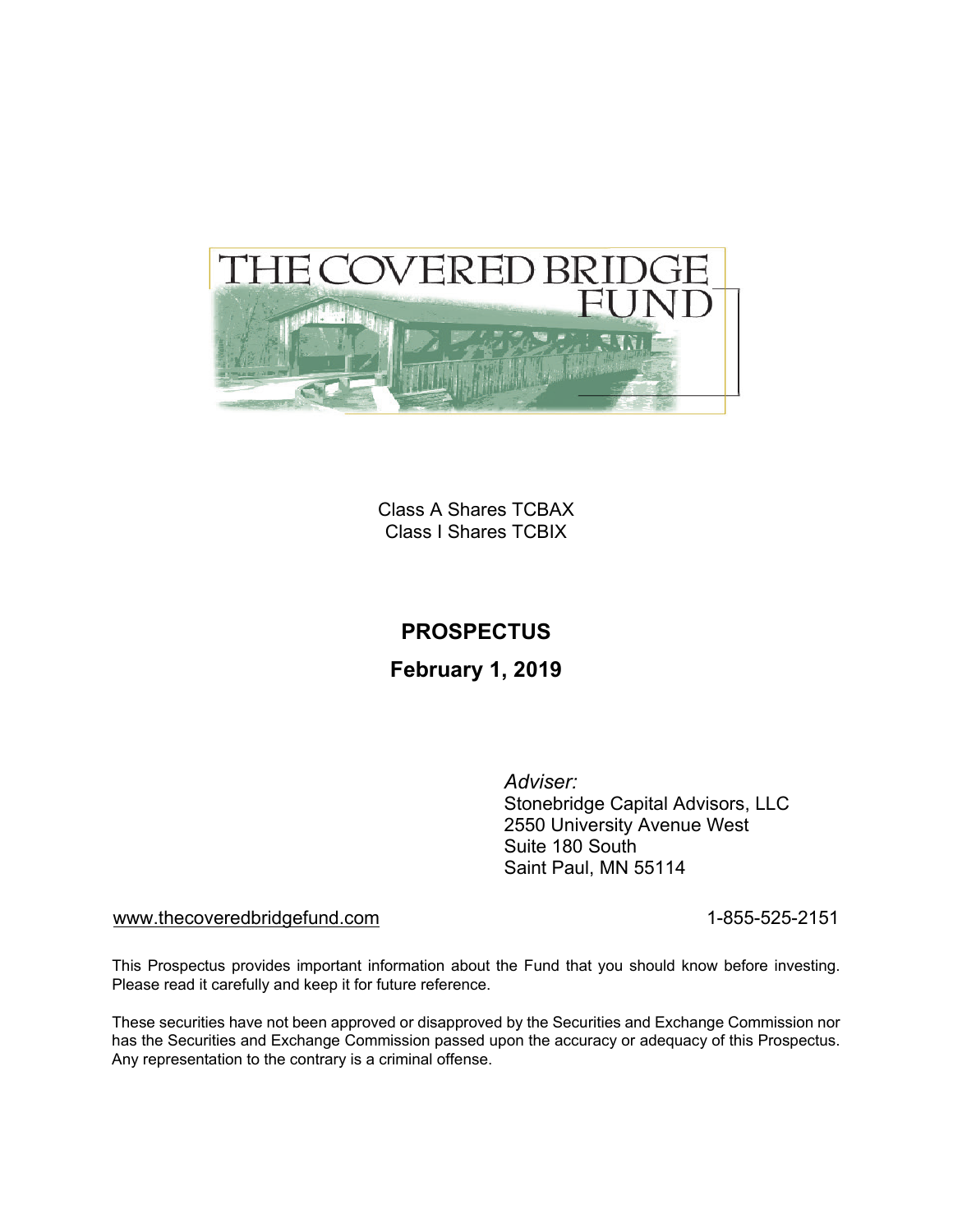# THE COVERED BRIDGE FUND

Class A Shares TCBAX
Class I Shares TCBIX

## PROSPECTUS

## February 1, 2019

*Adviser:*
Stonebridge Capital Advisors, LLC
2550 University Avenue West
Suite 180 South
Saint Paul, MN 55114

www.thecoveredbridgefund.com 1-855-525-2151

This Prospectus provides important information about the Fund that you should know before investing. Please read it carefully and keep it for future reference.

These securities have not been approved or disapproved by the Securities and Exchange Commission nor has the Securities and Exchange Commission passed upon the accuracy or adequacy of this Prospectus. Any representation to the contrary is a criminal offense.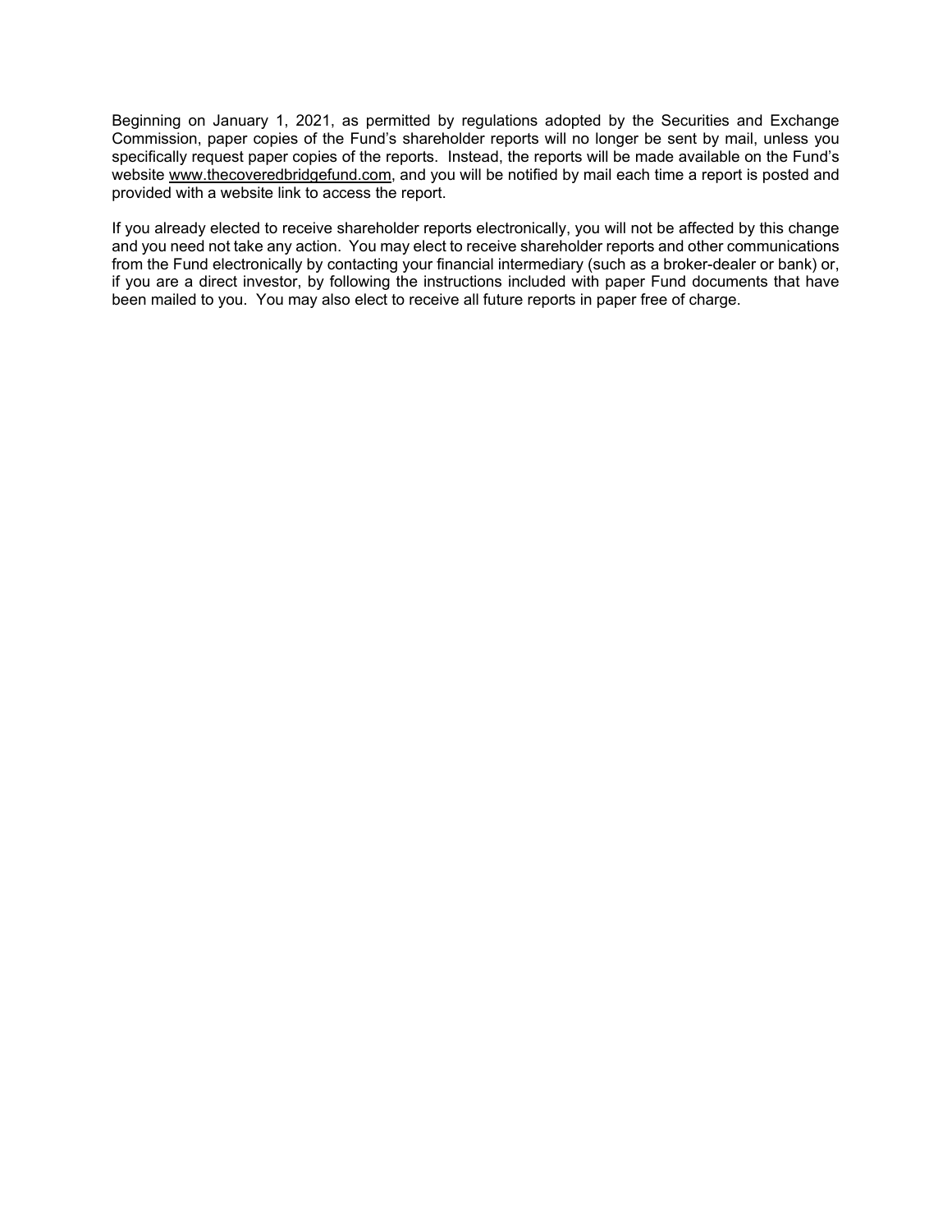Beginning on January 1, 2021, as permitted by regulations adopted by the Securities and Exchange Commission, paper copies of the Fund's shareholder reports will no longer be sent by mail, unless you specifically request paper copies of the reports. Instead, the reports will be made available on the Fund's website www.thecoveredbridgefund.com, and you will be notified by mail each time a report is posted and provided with a website link to access the report.

If you already elected to receive shareholder reports electronically, you will not be affected by this change and you need not take any action. You may elect to receive shareholder reports and other communications from the Fund electronically by contacting your financial intermediary (such as a broker-dealer or bank) or, if you are a direct investor, by following the instructions included with paper Fund documents that have been mailed to you. You may also elect to receive all future reports in paper free of charge.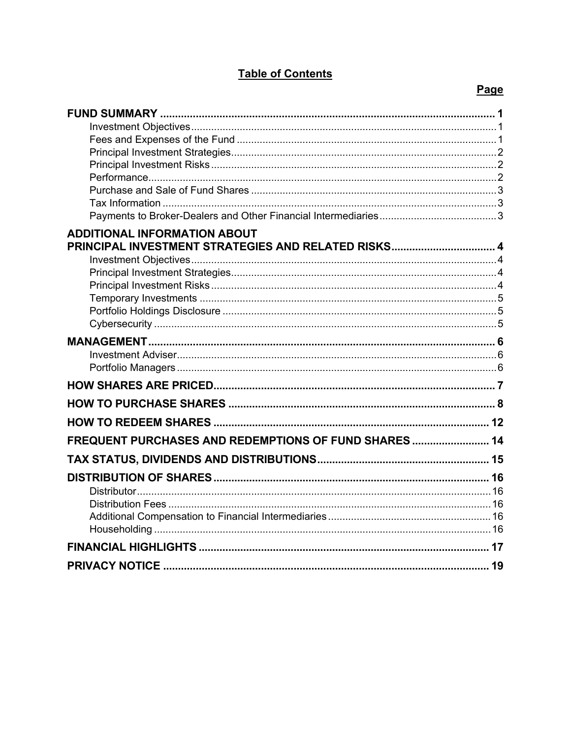## Table of Contents

| | Page |
|---|---|
| **FUND SUMMARY** | **1** |
| Investment Objectives | 1 |
| Fees and Expenses of the Fund | 1 |
| Principal Investment Strategies | 2 |
| Principal Investment Risks | 2 |
| Performance | 2 |
| Purchase and Sale of Fund Shares | 3 |
| Tax Information | 3 |
| Payments to Broker-Dealers and Other Financial Intermediaries | 3 |
| **ADDITIONAL INFORMATION ABOUT PRINCIPAL INVESTMENT STRATEGIES AND RELATED RISKS** | **4** |
| Investment Objectives | 4 |
| Principal Investment Strategies | 4 |
| Principal Investment Risks | 4 |
| Temporary Investments | 5 |
| Portfolio Holdings Disclosure | 5 |
| Cybersecurity | 5 |
| **MANAGEMENT** | **6** |
| Investment Adviser | 6 |
| Portfolio Managers | 6 |
| **HOW SHARES ARE PRICED** | **7** |
| **HOW TO PURCHASE SHARES** | **8** |
| **HOW TO REDEEM SHARES** | **12** |
| **FREQUENT PURCHASES AND REDEMPTIONS OF FUND SHARES** | **14** |
| **TAX STATUS, DIVIDENDS AND DISTRIBUTIONS** | **15** |
| **DISTRIBUTION OF SHARES** | **16** |
| Distributor | 16 |
| Distribution Fees | 16 |
| Additional Compensation to Financial Intermediaries | 16 |
| Householding | 16 |
| **FINANCIAL HIGHLIGHTS** | **17** |
| **PRIVACY NOTICE** | **19** |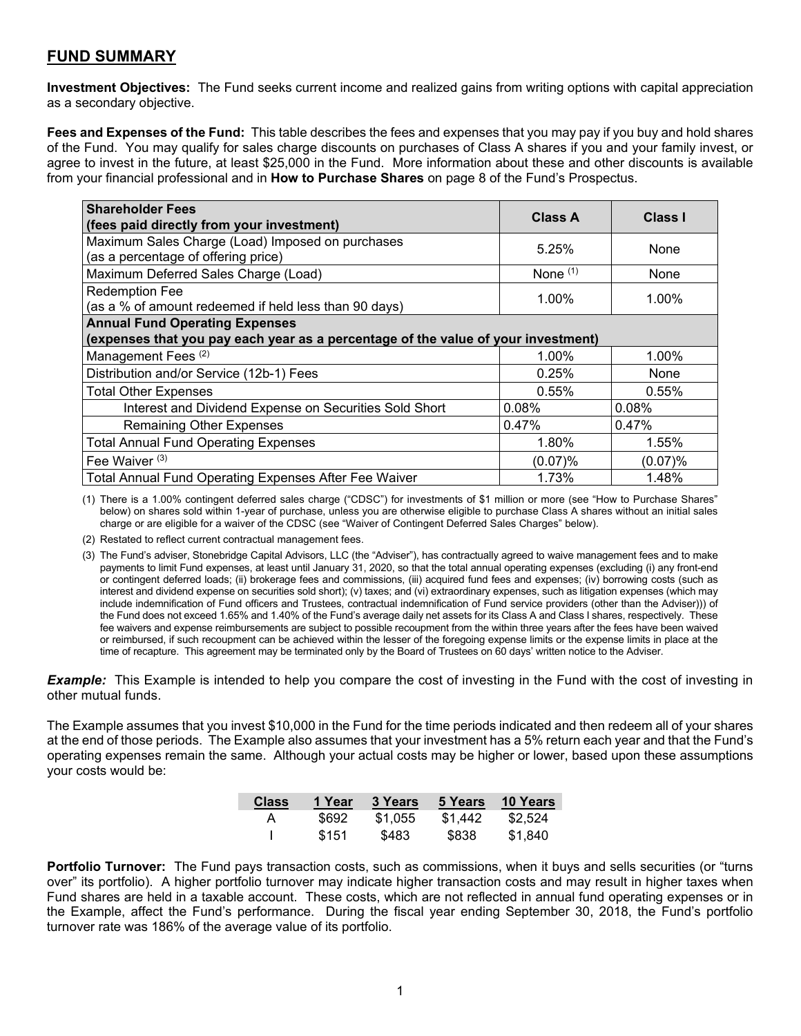## FUND SUMMARY

**Investment Objectives:** The Fund seeks current income and realized gains from writing options with capital appreciation as a secondary objective.

**Fees and Expenses of the Fund:** This table describes the fees and expenses that you may pay if you buy and hold shares of the Fund. You may qualify for sales charge discounts on purchases of Class A shares if you and your family invest, or agree to invest in the future, at least $25,000 in the Fund. More information about these and other discounts is available from your financial professional and in **How to Purchase Shares** on page 8 of the Fund's Prospectus.

| **Shareholder Fees (fees paid directly from your investment)** | **Class A** | **Class I** |
|---|---|---|
| Maximum Sales Charge (Load) Imposed on purchases (as a percentage of offering price) | 5.25% | None |
| Maximum Deferred Sales Charge (Load) | None (1) | None |
| Redemption Fee (as a % of amount redeemed if held less than 90 days) | 1.00% | 1.00% |
| **Annual Fund Operating Expenses (expenses that you pay each year as a percentage of the value of your investment)** | | |
| Management Fees (2) | 1.00% | 1.00% |
| Distribution and/or Service (12b-1) Fees | 0.25% | None |
| Total Other Expenses | 0.55% | 0.55% |
| Interest and Dividend Expense on Securities Sold Short | 0.08% | 0.08% |
| Remaining Other Expenses | 0.47% | 0.47% |
| Total Annual Fund Operating Expenses | 1.80% | 1.55% |
| Fee Waiver (3) | (0.07)% | (0.07)% |
| Total Annual Fund Operating Expenses After Fee Waiver | 1.73% | 1.48% |

(1) There is a 1.00% contingent deferred sales charge ("CDSC") for investments of $1 million or more (see "How to Purchase Shares" below) on shares sold within 1-year of purchase, unless you are otherwise eligible to purchase Class A shares without an initial sales charge or are eligible for a waiver of the CDSC (see "Waiver of Contingent Deferred Sales Charges" below).

(2) Restated to reflect current contractual management fees.

(3) The Fund's adviser, Stonebridge Capital Advisors, LLC (the "Adviser"), has contractually agreed to waive management fees and to make payments to limit Fund expenses, at least until January 31, 2020, so that the total annual operating expenses (excluding (i) any front-end or contingent deferred loads; (ii) brokerage fees and commissions, (iii) acquired fund fees and expenses; (iv) borrowing costs (such as interest and dividend expense on securities sold short); (v) taxes; and (vi) extraordinary expenses, such as litigation expenses (which may include indemnification of Fund officers and Trustees, contractual indemnification of Fund service providers (other than the Adviser))) of the Fund does not exceed 1.65% and 1.40% of the Fund's average daily net assets for its Class A and Class I shares, respectively. These fee waivers and expense reimbursements are subject to possible recoupment from the within three years after the fees have been waived or reimbursed, if such recoupment can be achieved within the lesser of the foregoing expense limits or the expense limits in place at the time of recapture. This agreement may be terminated only by the Board of Trustees on 60 days' written notice to the Adviser.

***Example:*** This Example is intended to help you compare the cost of investing in the Fund with the cost of investing in other mutual funds.

The Example assumes that you invest $10,000 in the Fund for the time periods indicated and then redeem all of your shares at the end of those periods. The Example also assumes that your investment has a 5% return each year and that the Fund's operating expenses remain the same. Although your actual costs may be higher or lower, based upon these assumptions your costs would be:

| Class | 1 Year | 3 Years | 5 Years | 10 Years |
|---|---|---|---|---|
| A | $692 | $1,055 | $1,442 | $2,524 |
| I | $151 | $483 | $838 | $1,840 |

**Portfolio Turnover:** The Fund pays transaction costs, such as commissions, when it buys and sells securities (or "turns over" its portfolio). A higher portfolio turnover may indicate higher transaction costs and may result in higher taxes when Fund shares are held in a taxable account. These costs, which are not reflected in annual fund operating expenses or in the Example, affect the Fund's performance. During the fiscal year ending September 30, 2018, the Fund's portfolio turnover rate was 186% of the average value of its portfolio.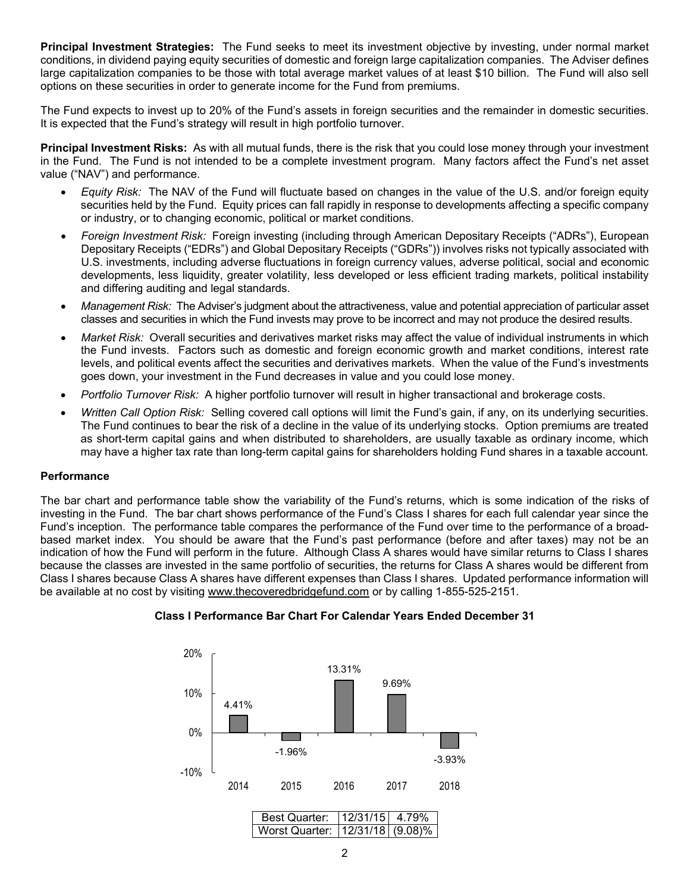**Principal Investment Strategies:** The Fund seeks to meet its investment objective by investing, under normal market conditions, in dividend paying equity securities of domestic and foreign large capitalization companies. The Adviser defines large capitalization companies to be those with total average market values of at least $10 billion. The Fund will also sell options on these securities in order to generate income for the Fund from premiums.

The Fund expects to invest up to 20% of the Fund's assets in foreign securities and the remainder in domestic securities. It is expected that the Fund's strategy will result in high portfolio turnover.

**Principal Investment Risks:** As with all mutual funds, there is the risk that you could lose money through your investment in the Fund. The Fund is not intended to be a complete investment program. Many factors affect the Fund's net asset value ("NAV") and performance.

- *Equity Risk:* The NAV of the Fund will fluctuate based on changes in the value of the U.S. and/or foreign equity securities held by the Fund. Equity prices can fall rapidly in response to developments affecting a specific company or industry, or to changing economic, political or market conditions.
- *Foreign Investment Risk:* Foreign investing (including through American Depositary Receipts ("ADRs"), European Depositary Receipts ("EDRs") and Global Depositary Receipts ("GDRs")) involves risks not typically associated with U.S. investments, including adverse fluctuations in foreign currency values, adverse political, social and economic developments, less liquidity, greater volatility, less developed or less efficient trading markets, political instability and differing auditing and legal standards.
- *Management Risk:* The Adviser's judgment about the attractiveness, value and potential appreciation of particular asset classes and securities in which the Fund invests may prove to be incorrect and may not produce the desired results.
- *Market Risk:* Overall securities and derivatives market risks may affect the value of individual instruments in which the Fund invests. Factors such as domestic and foreign economic growth and market conditions, interest rate levels, and political events affect the securities and derivatives markets. When the value of the Fund's investments goes down, your investment in the Fund decreases in value and you could lose money.
- *Portfolio Turnover Risk:* A higher portfolio turnover will result in higher transactional and brokerage costs.
- *Written Call Option Risk:* Selling covered call options will limit the Fund's gain, if any, on its underlying securities. The Fund continues to bear the risk of a decline in the value of its underlying stocks. Option premiums are treated as short-term capital gains and when distributed to shareholders, are usually taxable as ordinary income, which may have a higher tax rate than long-term capital gains for shareholders holding Fund shares in a taxable account.

**Performance**

The bar chart and performance table show the variability of the Fund's returns, which is some indication of the risks of investing in the Fund. The bar chart shows performance of the Fund's Class I shares for each full calendar year since the Fund's inception. The performance table compares the performance of the Fund over time to the performance of a broad-based market index. You should be aware that the Fund's past performance (before and after taxes) may not be an indication of how the Fund will perform in the future. Although Class A shares would have similar returns to Class I shares because the classes are invested in the same portfolio of securities, the returns for Class A shares would be different from Class I shares because Class A shares have different expenses than Class I shares. Updated performance information will be available at no cost by visiting www.thecoveredbridgefund.com or by calling 1-855-525-2151.

**Class I Performance Bar Chart For Calendar Years Ended December 31**

20%
10%
0%
-10%

4.41%
-1.96%
13.31%
9.69%
-3.93%

2014
2015
2016
2017
2018

| | | |
|---|---|---|
| Best Quarter: | 12/31/15 | 4.79% |
| Worst Quarter: | 12/31/18 | (9.08)% |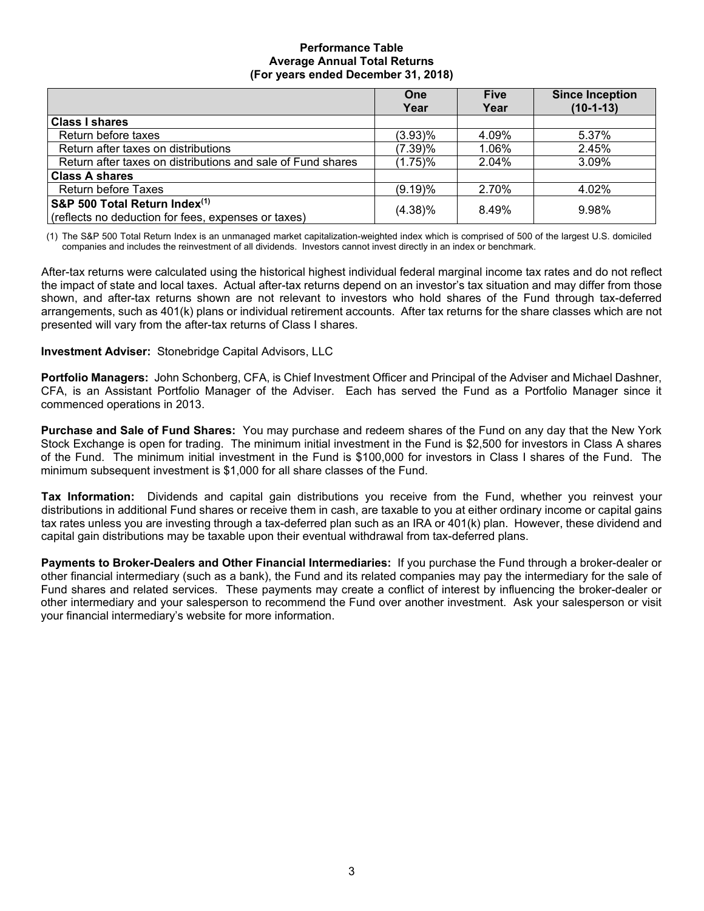**Performance Table**
**Average Annual Total Returns**
**(For years ended December 31, 2018)**

| | One Year | Five Year | Since Inception (10-1-13) |
|---|---|---|---|
| **Class I shares** | | | |
| Return before taxes | (3.93)% | 4.09% | 5.37% |
| Return after taxes on distributions | (7.39)% | 1.06% | 2.45% |
| Return after taxes on distributions and sale of Fund shares | (1.75)% | 2.04% | 3.09% |
| **Class A shares** | | | |
| Return before Taxes | (9.19)% | 2.70% | 4.02% |
| **S&P 500 Total Return Index**[(1)] (reflects no deduction for fees, expenses or taxes) | (4.38)% | 8.49% | 9.98% |

(1) The S&P 500 Total Return Index is an unmanaged market capitalization-weighted index which is comprised of 500 of the largest U.S. domiciled companies and includes the reinvestment of all dividends. Investors cannot invest directly in an index or benchmark.

After-tax returns were calculated using the historical highest individual federal marginal income tax rates and do not reflect the impact of state and local taxes. Actual after-tax returns depend on an investor's tax situation and may differ from those shown, and after-tax returns shown are not relevant to investors who hold shares of the Fund through tax-deferred arrangements, such as 401(k) plans or individual retirement accounts. After tax returns for the share classes which are not presented will vary from the after-tax returns of Class I shares.

**Investment Adviser:** Stonebridge Capital Advisors, LLC

**Portfolio Managers:** John Schonberg, CFA, is Chief Investment Officer and Principal of the Adviser and Michael Dashner, CFA, is an Assistant Portfolio Manager of the Adviser. Each has served the Fund as a Portfolio Manager since it commenced operations in 2013.

**Purchase and Sale of Fund Shares:** You may purchase and redeem shares of the Fund on any day that the New York Stock Exchange is open for trading. The minimum initial investment in the Fund is $2,500 for investors in Class A shares of the Fund. The minimum initial investment in the Fund is $100,000 for investors in Class I shares of the Fund. The minimum subsequent investment is $1,000 for all share classes of the Fund.

**Tax Information:** Dividends and capital gain distributions you receive from the Fund, whether you reinvest your distributions in additional Fund shares or receive them in cash, are taxable to you at either ordinary income or capital gains tax rates unless you are investing through a tax-deferred plan such as an IRA or 401(k) plan. However, these dividend and capital gain distributions may be taxable upon their eventual withdrawal from tax-deferred plans.

**Payments to Broker-Dealers and Other Financial Intermediaries:** If you purchase the Fund through a broker-dealer or other financial intermediary (such as a bank), the Fund and its related companies may pay the intermediary for the sale of Fund shares and related services. These payments may create a conflict of interest by influencing the broker-dealer or other intermediary and your salesperson to recommend the Fund over another investment. Ask your salesperson or visit your financial intermediary's website for more information.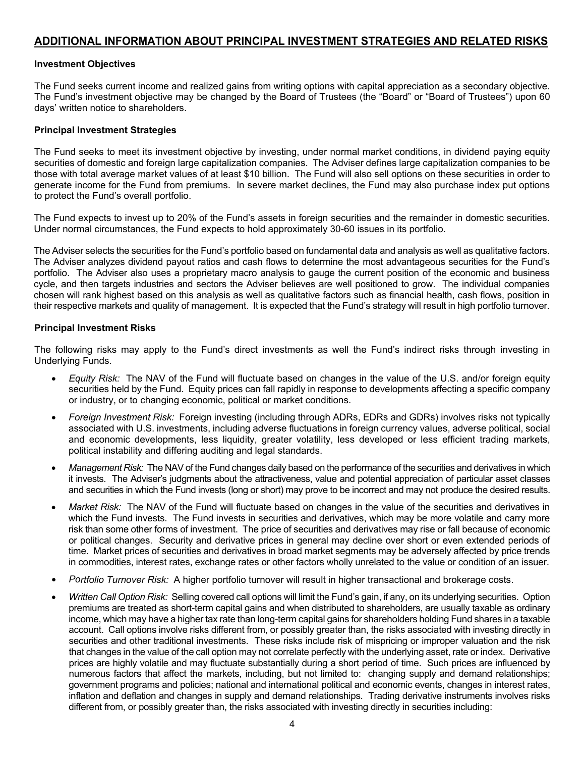## ADDITIONAL INFORMATION ABOUT PRINCIPAL INVESTMENT STRATEGIES AND RELATED RISKS

### Investment Objectives

The Fund seeks current income and realized gains from writing options with capital appreciation as a secondary objective. The Fund's investment objective may be changed by the Board of Trustees (the "Board" or "Board of Trustees") upon 60 days' written notice to shareholders.

### Principal Investment Strategies

The Fund seeks to meet its investment objective by investing, under normal market conditions, in dividend paying equity securities of domestic and foreign large capitalization companies. The Adviser defines large capitalization companies to be those with total average market values of at least $10 billion. The Fund will also sell options on these securities in order to generate income for the Fund from premiums. In severe market declines, the Fund may also purchase index put options to protect the Fund's overall portfolio.

The Fund expects to invest up to 20% of the Fund's assets in foreign securities and the remainder in domestic securities. Under normal circumstances, the Fund expects to hold approximately 30-60 issues in its portfolio.

The Adviser selects the securities for the Fund's portfolio based on fundamental data and analysis as well as qualitative factors. The Adviser analyzes dividend payout ratios and cash flows to determine the most advantageous securities for the Fund's portfolio. The Adviser also uses a proprietary macro analysis to gauge the current position of the economic and business cycle, and then targets industries and sectors the Adviser believes are well positioned to grow. The individual companies chosen will rank highest based on this analysis as well as qualitative factors such as financial health, cash flows, position in their respective markets and quality of management. It is expected that the Fund's strategy will result in high portfolio turnover.

### Principal Investment Risks

The following risks may apply to the Fund's direct investments as well the Fund's indirect risks through investing in Underlying Funds.

- *Equity Risk:* The NAV of the Fund will fluctuate based on changes in the value of the U.S. and/or foreign equity securities held by the Fund. Equity prices can fall rapidly in response to developments affecting a specific company or industry, or to changing economic, political or market conditions.
- *Foreign Investment Risk:* Foreign investing (including through ADRs, EDRs and GDRs) involves risks not typically associated with U.S. investments, including adverse fluctuations in foreign currency values, adverse political, social and economic developments, less liquidity, greater volatility, less developed or less efficient trading markets, political instability and differing auditing and legal standards.
- *Management Risk:* The NAV of the Fund changes daily based on the performance of the securities and derivatives in which it invests. The Adviser's judgments about the attractiveness, value and potential appreciation of particular asset classes and securities in which the Fund invests (long or short) may prove to be incorrect and may not produce the desired results.
- *Market Risk:* The NAV of the Fund will fluctuate based on changes in the value of the securities and derivatives in which the Fund invests. The Fund invests in securities and derivatives, which may be more volatile and carry more risk than some other forms of investment. The price of securities and derivatives may rise or fall because of economic or political changes. Security and derivative prices in general may decline over short or even extended periods of time. Market prices of securities and derivatives in broad market segments may be adversely affected by price trends in commodities, interest rates, exchange rates or other factors wholly unrelated to the value or condition of an issuer.
- *Portfolio Turnover Risk:* A higher portfolio turnover will result in higher transactional and brokerage costs.
- *Written Call Option Risk:* Selling covered call options will limit the Fund's gain, if any, on its underlying securities. Option premiums are treated as short-term capital gains and when distributed to shareholders, are usually taxable as ordinary income, which may have a higher tax rate than long-term capital gains for shareholders holding Fund shares in a taxable account. Call options involve risks different from, or possibly greater than, the risks associated with investing directly in securities and other traditional investments. These risks include risk of mispricing or improper valuation and the risk that changes in the value of the call option may not correlate perfectly with the underlying asset, rate or index. Derivative prices are highly volatile and may fluctuate substantially during a short period of time. Such prices are influenced by numerous factors that affect the markets, including, but not limited to: changing supply and demand relationships; government programs and policies; national and international political and economic events, changes in interest rates, inflation and deflation and changes in supply and demand relationships. Trading derivative instruments involves risks different from, or possibly greater than, the risks associated with investing directly in securities including: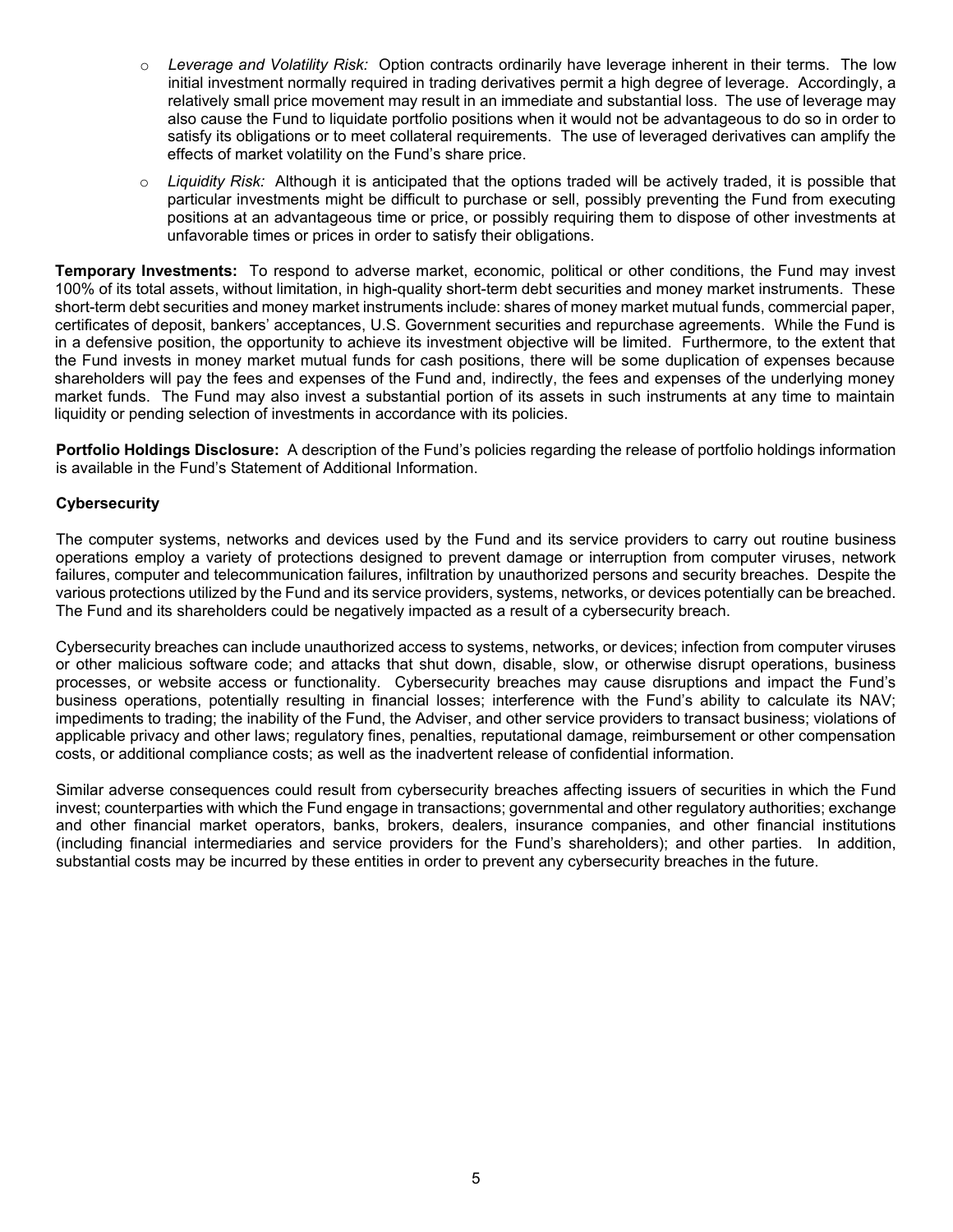- *Leverage and Volatility Risk:* Option contracts ordinarily have leverage inherent in their terms. The low initial investment normally required in trading derivatives permit a high degree of leverage. Accordingly, a relatively small price movement may result in an immediate and substantial loss. The use of leverage may also cause the Fund to liquidate portfolio positions when it would not be advantageous to do so in order to satisfy its obligations or to meet collateral requirements. The use of leveraged derivatives can amplify the effects of market volatility on the Fund's share price.
- *Liquidity Risk:* Although it is anticipated that the options traded will be actively traded, it is possible that particular investments might be difficult to purchase or sell, possibly preventing the Fund from executing positions at an advantageous time or price, or possibly requiring them to dispose of other investments at unfavorable times or prices in order to satisfy their obligations.

**Temporary Investments:** To respond to adverse market, economic, political or other conditions, the Fund may invest 100% of its total assets, without limitation, in high-quality short-term debt securities and money market instruments. These short-term debt securities and money market instruments include: shares of money market mutual funds, commercial paper, certificates of deposit, bankers' acceptances, U.S. Government securities and repurchase agreements. While the Fund is in a defensive position, the opportunity to achieve its investment objective will be limited. Furthermore, to the extent that the Fund invests in money market mutual funds for cash positions, there will be some duplication of expenses because shareholders will pay the fees and expenses of the Fund and, indirectly, the fees and expenses of the underlying money market funds. The Fund may also invest a substantial portion of its assets in such instruments at any time to maintain liquidity or pending selection of investments in accordance with its policies.

**Portfolio Holdings Disclosure:** A description of the Fund's policies regarding the release of portfolio holdings information is available in the Fund's Statement of Additional Information.

**Cybersecurity**

The computer systems, networks and devices used by the Fund and its service providers to carry out routine business operations employ a variety of protections designed to prevent damage or interruption from computer viruses, network failures, computer and telecommunication failures, infiltration by unauthorized persons and security breaches. Despite the various protections utilized by the Fund and its service providers, systems, networks, or devices potentially can be breached. The Fund and its shareholders could be negatively impacted as a result of a cybersecurity breach.

Cybersecurity breaches can include unauthorized access to systems, networks, or devices; infection from computer viruses or other malicious software code; and attacks that shut down, disable, slow, or otherwise disrupt operations, business processes, or website access or functionality. Cybersecurity breaches may cause disruptions and impact the Fund's business operations, potentially resulting in financial losses; interference with the Fund's ability to calculate its NAV; impediments to trading; the inability of the Fund, the Adviser, and other service providers to transact business; violations of applicable privacy and other laws; regulatory fines, penalties, reputational damage, reimbursement or other compensation costs, or additional compliance costs; as well as the inadvertent release of confidential information.

Similar adverse consequences could result from cybersecurity breaches affecting issuers of securities in which the Fund invest; counterparties with which the Fund engage in transactions; governmental and other regulatory authorities; exchange and other financial market operators, banks, brokers, dealers, insurance companies, and other financial institutions (including financial intermediaries and service providers for the Fund's shareholders); and other parties. In addition, substantial costs may be incurred by these entities in order to prevent any cybersecurity breaches in the future.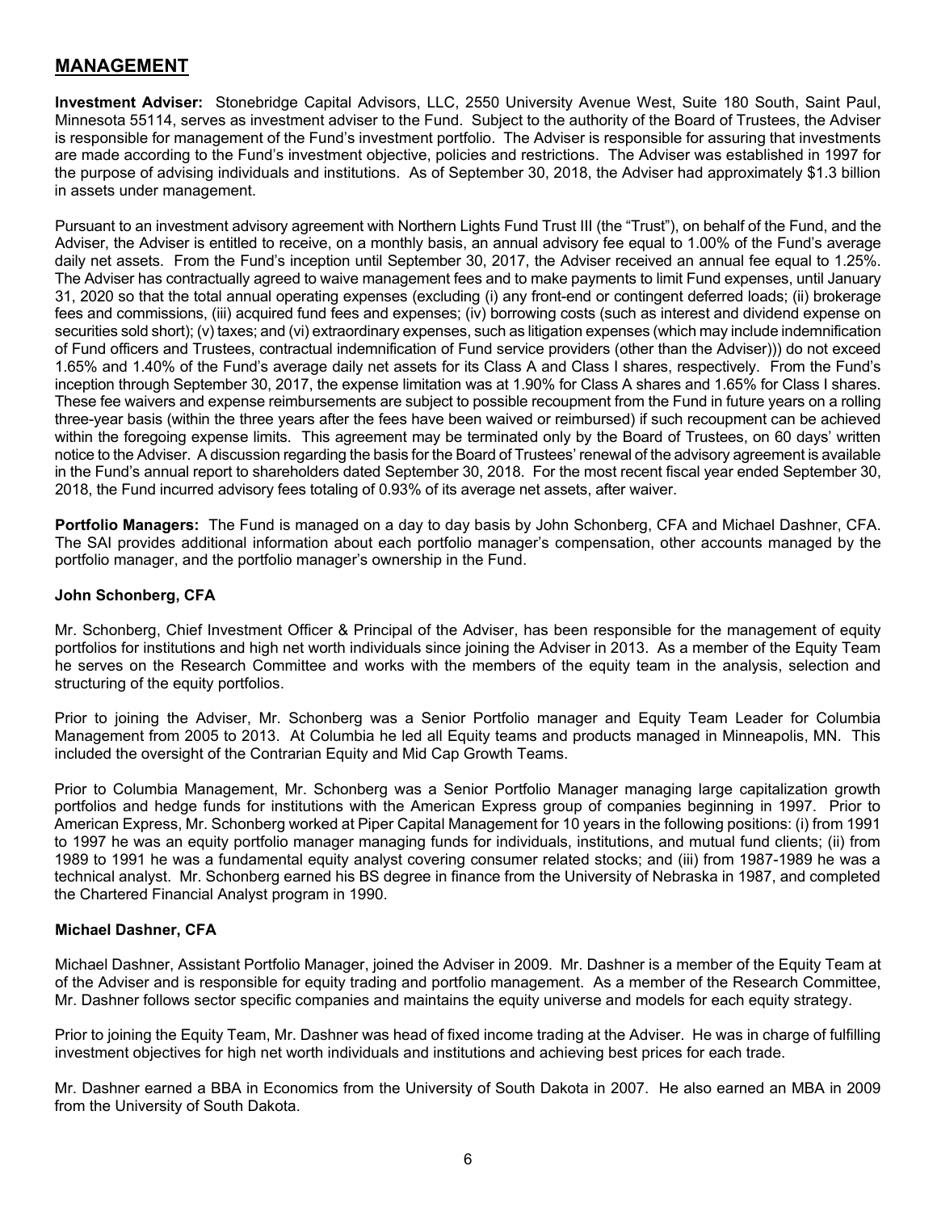## MANAGEMENT

**Investment Adviser:** Stonebridge Capital Advisors, LLC, 2550 University Avenue West, Suite 180 South, Saint Paul, Minnesota 55114, serves as investment adviser to the Fund. Subject to the authority of the Board of Trustees, the Adviser is responsible for management of the Fund's investment portfolio. The Adviser is responsible for assuring that investments are made according to the Fund's investment objective, policies and restrictions. The Adviser was established in 1997 for the purpose of advising individuals and institutions. As of September 30, 2018, the Adviser had approximately $1.3 billion in assets under management.

Pursuant to an investment advisory agreement with Northern Lights Fund Trust III (the "Trust"), on behalf of the Fund, and the Adviser, the Adviser is entitled to receive, on a monthly basis, an annual advisory fee equal to 1.00% of the Fund's average daily net assets. From the Fund's inception until September 30, 2017, the Adviser received an annual fee equal to 1.25%. The Adviser has contractually agreed to waive management fees and to make payments to limit Fund expenses, until January 31, 2020 so that the total annual operating expenses (excluding (i) any front-end or contingent deferred loads; (ii) brokerage fees and commissions, (iii) acquired fund fees and expenses; (iv) borrowing costs (such as interest and dividend expense on securities sold short); (v) taxes; and (vi) extraordinary expenses, such as litigation expenses (which may include indemnification of Fund officers and Trustees, contractual indemnification of Fund service providers (other than the Adviser))) do not exceed 1.65% and 1.40% of the Fund's average daily net assets for its Class A and Class I shares, respectively. From the Fund's inception through September 30, 2017, the expense limitation was at 1.90% for Class A shares and 1.65% for Class I shares. These fee waivers and expense reimbursements are subject to possible recoupment from the Fund in future years on a rolling three-year basis (within the three years after the fees have been waived or reimbursed) if such recoupment can be achieved within the foregoing expense limits. This agreement may be terminated only by the Board of Trustees, on 60 days' written notice to the Adviser. A discussion regarding the basis for the Board of Trustees' renewal of the advisory agreement is available in the Fund's annual report to shareholders dated September 30, 2018. For the most recent fiscal year ended September 30, 2018, the Fund incurred advisory fees totaling of 0.93% of its average net assets, after waiver.

**Portfolio Managers:** The Fund is managed on a day to day basis by John Schonberg, CFA and Michael Dashner, CFA. The SAI provides additional information about each portfolio manager's compensation, other accounts managed by the portfolio manager, and the portfolio manager's ownership in the Fund.

**John Schonberg, CFA**

Mr. Schonberg, Chief Investment Officer & Principal of the Adviser, has been responsible for the management of equity portfolios for institutions and high net worth individuals since joining the Adviser in 2013. As a member of the Equity Team he serves on the Research Committee and works with the members of the equity team in the analysis, selection and structuring of the equity portfolios.

Prior to joining the Adviser, Mr. Schonberg was a Senior Portfolio manager and Equity Team Leader for Columbia Management from 2005 to 2013. At Columbia he led all Equity teams and products managed in Minneapolis, MN. This included the oversight of the Contrarian Equity and Mid Cap Growth Teams.

Prior to Columbia Management, Mr. Schonberg was a Senior Portfolio Manager managing large capitalization growth portfolios and hedge funds for institutions with the American Express group of companies beginning in 1997. Prior to American Express, Mr. Schonberg worked at Piper Capital Management for 10 years in the following positions: (i) from 1991 to 1997 he was an equity portfolio manager managing funds for individuals, institutions, and mutual fund clients; (ii) from 1989 to 1991 he was a fundamental equity analyst covering consumer related stocks; and (iii) from 1987-1989 he was a technical analyst. Mr. Schonberg earned his BS degree in finance from the University of Nebraska in 1987, and completed the Chartered Financial Analyst program in 1990.

**Michael Dashner, CFA**

Michael Dashner, Assistant Portfolio Manager, joined the Adviser in 2009. Mr. Dashner is a member of the Equity Team at of the Adviser and is responsible for equity trading and portfolio management. As a member of the Research Committee, Mr. Dashner follows sector specific companies and maintains the equity universe and models for each equity strategy.

Prior to joining the Equity Team, Mr. Dashner was head of fixed income trading at the Adviser. He was in charge of fulfilling investment objectives for high net worth individuals and institutions and achieving best prices for each trade.

Mr. Dashner earned a BBA in Economics from the University of South Dakota in 2007. He also earned an MBA in 2009 from the University of South Dakota.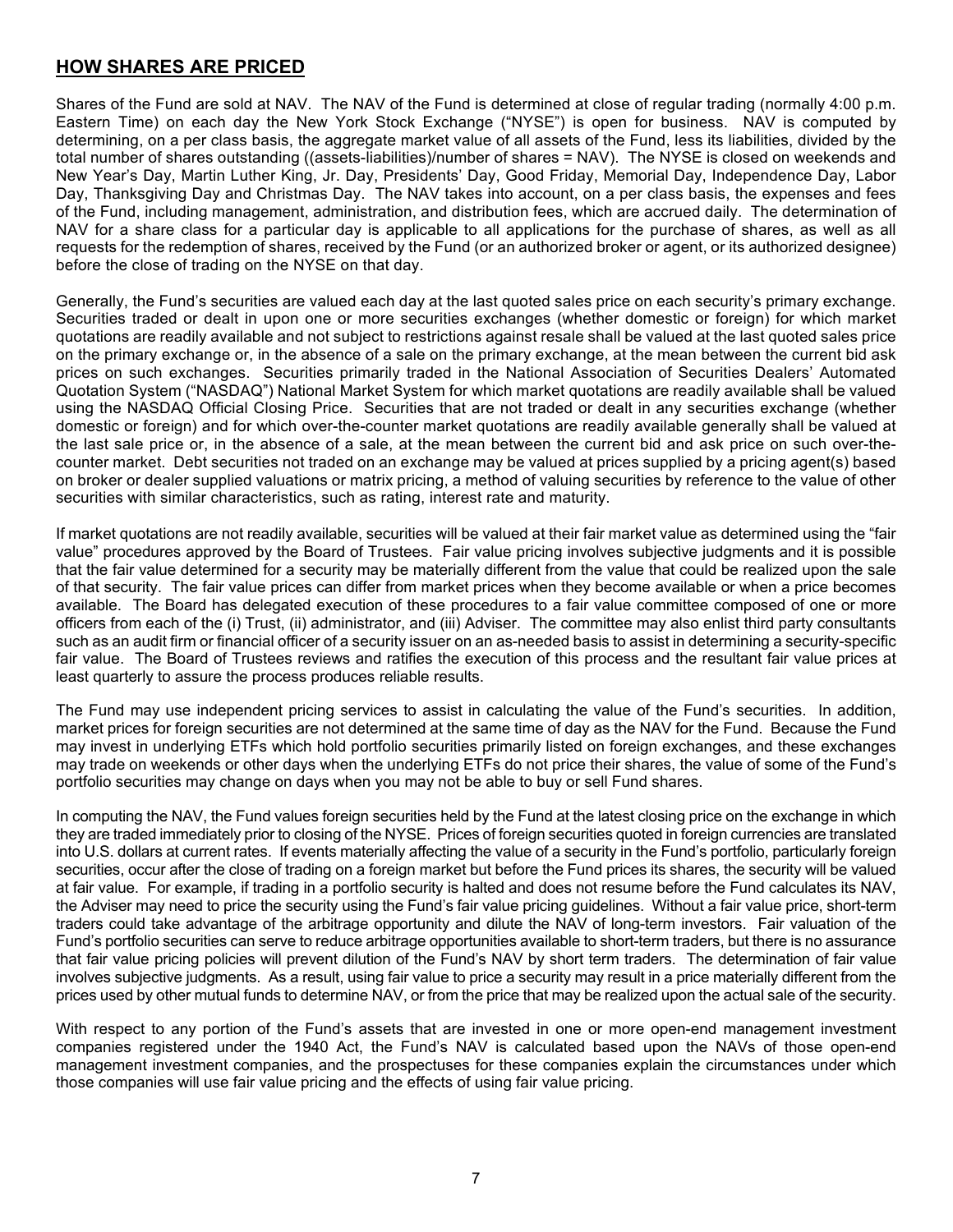## HOW SHARES ARE PRICED

Shares of the Fund are sold at NAV. The NAV of the Fund is determined at close of regular trading (normally 4:00 p.m. Eastern Time) on each day the New York Stock Exchange ("NYSE") is open for business. NAV is computed by determining, on a per class basis, the aggregate market value of all assets of the Fund, less its liabilities, divided by the total number of shares outstanding ((assets-liabilities)/number of shares = NAV). The NYSE is closed on weekends and New Year's Day, Martin Luther King, Jr. Day, Presidents' Day, Good Friday, Memorial Day, Independence Day, Labor Day, Thanksgiving Day and Christmas Day. The NAV takes into account, on a per class basis, the expenses and fees of the Fund, including management, administration, and distribution fees, which are accrued daily. The determination of NAV for a share class for a particular day is applicable to all applications for the purchase of shares, as well as all requests for the redemption of shares, received by the Fund (or an authorized broker or agent, or its authorized designee) before the close of trading on the NYSE on that day.

Generally, the Fund's securities are valued each day at the last quoted sales price on each security's primary exchange. Securities traded or dealt in upon one or more securities exchanges (whether domestic or foreign) for which market quotations are readily available and not subject to restrictions against resale shall be valued at the last quoted sales price on the primary exchange or, in the absence of a sale on the primary exchange, at the mean between the current bid ask prices on such exchanges. Securities primarily traded in the National Association of Securities Dealers' Automated Quotation System ("NASDAQ") National Market System for which market quotations are readily available shall be valued using the NASDAQ Official Closing Price. Securities that are not traded or dealt in any securities exchange (whether domestic or foreign) and for which over-the-counter market quotations are readily available generally shall be valued at the last sale price or, in the absence of a sale, at the mean between the current bid and ask price on such over-the-counter market. Debt securities not traded on an exchange may be valued at prices supplied by a pricing agent(s) based on broker or dealer supplied valuations or matrix pricing, a method of valuing securities by reference to the value of other securities with similar characteristics, such as rating, interest rate and maturity.

If market quotations are not readily available, securities will be valued at their fair market value as determined using the "fair value" procedures approved by the Board of Trustees. Fair value pricing involves subjective judgments and it is possible that the fair value determined for a security may be materially different from the value that could be realized upon the sale of that security. The fair value prices can differ from market prices when they become available or when a price becomes available. The Board has delegated execution of these procedures to a fair value committee composed of one or more officers from each of the (i) Trust, (ii) administrator, and (iii) Adviser. The committee may also enlist third party consultants such as an audit firm or financial officer of a security issuer on an as-needed basis to assist in determining a security-specific fair value. The Board of Trustees reviews and ratifies the execution of this process and the resultant fair value prices at least quarterly to assure the process produces reliable results.

The Fund may use independent pricing services to assist in calculating the value of the Fund's securities. In addition, market prices for foreign securities are not determined at the same time of day as the NAV for the Fund. Because the Fund may invest in underlying ETFs which hold portfolio securities primarily listed on foreign exchanges, and these exchanges may trade on weekends or other days when the underlying ETFs do not price their shares, the value of some of the Fund's portfolio securities may change on days when you may not be able to buy or sell Fund shares.

In computing the NAV, the Fund values foreign securities held by the Fund at the latest closing price on the exchange in which they are traded immediately prior to closing of the NYSE. Prices of foreign securities quoted in foreign currencies are translated into U.S. dollars at current rates. If events materially affecting the value of a security in the Fund's portfolio, particularly foreign securities, occur after the close of trading on a foreign market but before the Fund prices its shares, the security will be valued at fair value. For example, if trading in a portfolio security is halted and does not resume before the Fund calculates its NAV, the Adviser may need to price the security using the Fund's fair value pricing guidelines. Without a fair value price, short-term traders could take advantage of the arbitrage opportunity and dilute the NAV of long-term investors. Fair valuation of the Fund's portfolio securities can serve to reduce arbitrage opportunities available to short-term traders, but there is no assurance that fair value pricing policies will prevent dilution of the Fund's NAV by short term traders. The determination of fair value involves subjective judgments. As a result, using fair value to price a security may result in a price materially different from the prices used by other mutual funds to determine NAV, or from the price that may be realized upon the actual sale of the security.

With respect to any portion of the Fund's assets that are invested in one or more open-end management investment companies registered under the 1940 Act, the Fund's NAV is calculated based upon the NAVs of those open-end management investment companies, and the prospectuses for these companies explain the circumstances under which those companies will use fair value pricing and the effects of using fair value pricing.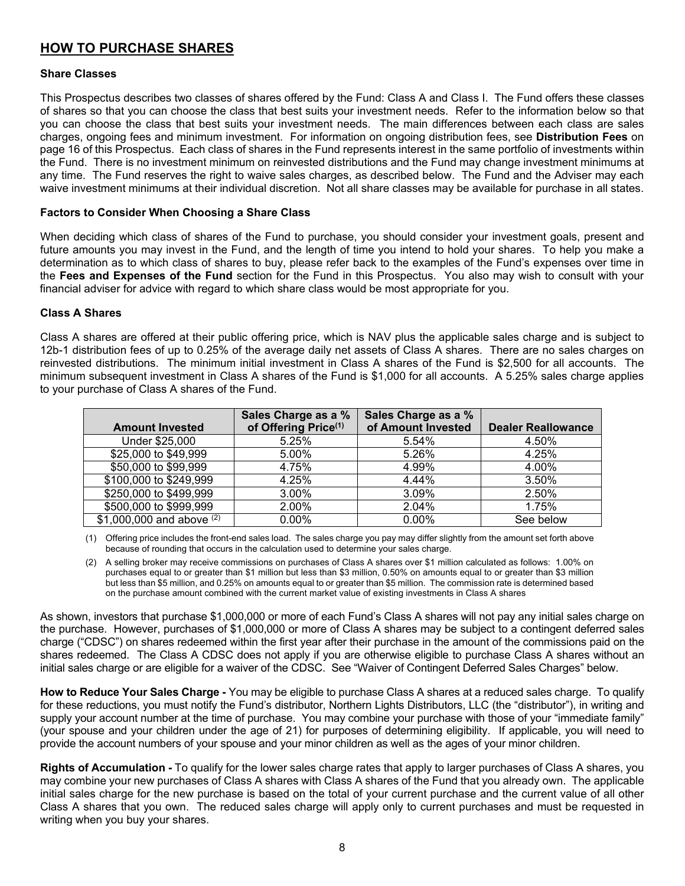## HOW TO PURCHASE SHARES

**Share Classes**

This Prospectus describes two classes of shares offered by the Fund: Class A and Class I. The Fund offers these classes of shares so that you can choose the class that best suits your investment needs. Refer to the information below so that you can choose the class that best suits your investment needs. The main differences between each class are sales charges, ongoing fees and minimum investment. For information on ongoing distribution fees, see **Distribution Fees** on page 16 of this Prospectus. Each class of shares in the Fund represents interest in the same portfolio of investments within the Fund. There is no investment minimum on reinvested distributions and the Fund may change investment minimums at any time. The Fund reserves the right to waive sales charges, as described below. The Fund and the Adviser may each waive investment minimums at their individual discretion. Not all share classes may be available for purchase in all states.

**Factors to Consider When Choosing a Share Class**

When deciding which class of shares of the Fund to purchase, you should consider your investment goals, present and future amounts you may invest in the Fund, and the length of time you intend to hold your shares. To help you make a determination as to which class of shares to buy, please refer back to the examples of the Fund's expenses over time in the **Fees and Expenses of the Fund** section for the Fund in this Prospectus. You also may wish to consult with your financial adviser for advice with regard to which share class would be most appropriate for you.

**Class A Shares**

Class A shares are offered at their public offering price, which is NAV plus the applicable sales charge and is subject to 12b-1 distribution fees of up to 0.25% of the average daily net assets of Class A shares. There are no sales charges on reinvested distributions. The minimum initial investment in Class A shares of the Fund is $2,500 for all accounts. The minimum subsequent investment in Class A shares of the Fund is $1,000 for all accounts. A 5.25% sales charge applies to your purchase of Class A shares of the Fund.

| Amount Invested | Sales Charge as a % of Offering Price[(1)] | Sales Charge as a % of Amount Invested | Dealer Reallowance |
|---|---|---|---|
| Under $25,000 | 5.25% | 5.54% | 4.50% |
| $25,000 to $49,999 | 5.00% | 5.26% | 4.25% |
| $50,000 to $99,999 | 4.75% | 4.99% | 4.00% |
| $100,000 to $249,999 | 4.25% | 4.44% | 3.50% |
| $250,000 to $499,999 | 3.00% | 3.09% | 2.50% |
| $500,000 to $999,999 | 2.00% | 2.04% | 1.75% |
| $1,000,000 and above [(2)] | 0.00% | 0.00% | See below |

(1) Offering price includes the front-end sales load. The sales charge you pay may differ slightly from the amount set forth above because of rounding that occurs in the calculation used to determine your sales charge.

(2) A selling broker may receive commissions on purchases of Class A shares over $1 million calculated as follows: 1.00% on purchases equal to or greater than $1 million but less than $3 million, 0.50% on amounts equal to or greater than $3 million but less than $5 million, and 0.25% on amounts equal to or greater than $5 million. The commission rate is determined based on the purchase amount combined with the current market value of existing investments in Class A shares

As shown, investors that purchase $1,000,000 or more of each Fund's Class A shares will not pay any initial sales charge on the purchase. However, purchases of $1,000,000 or more of Class A shares may be subject to a contingent deferred sales charge ("CDSC") on shares redeemed within the first year after their purchase in the amount of the commissions paid on the shares redeemed. The Class A CDSC does not apply if you are otherwise eligible to purchase Class A shares without an initial sales charge or are eligible for a waiver of the CDSC. See "Waiver of Contingent Deferred Sales Charges" below.

**How to Reduce Your Sales Charge -** You may be eligible to purchase Class A shares at a reduced sales charge. To qualify for these reductions, you must notify the Fund's distributor, Northern Lights Distributors, LLC (the "distributor"), in writing and supply your account number at the time of purchase. You may combine your purchase with those of your "immediate family" (your spouse and your children under the age of 21) for purposes of determining eligibility. If applicable, you will need to provide the account numbers of your spouse and your minor children as well as the ages of your minor children.

**Rights of Accumulation -** To qualify for the lower sales charge rates that apply to larger purchases of Class A shares, you may combine your new purchases of Class A shares with Class A shares of the Fund that you already own. The applicable initial sales charge for the new purchase is based on the total of your current purchase and the current value of all other Class A shares that you own. The reduced sales charge will apply only to current purchases and must be requested in writing when you buy your shares.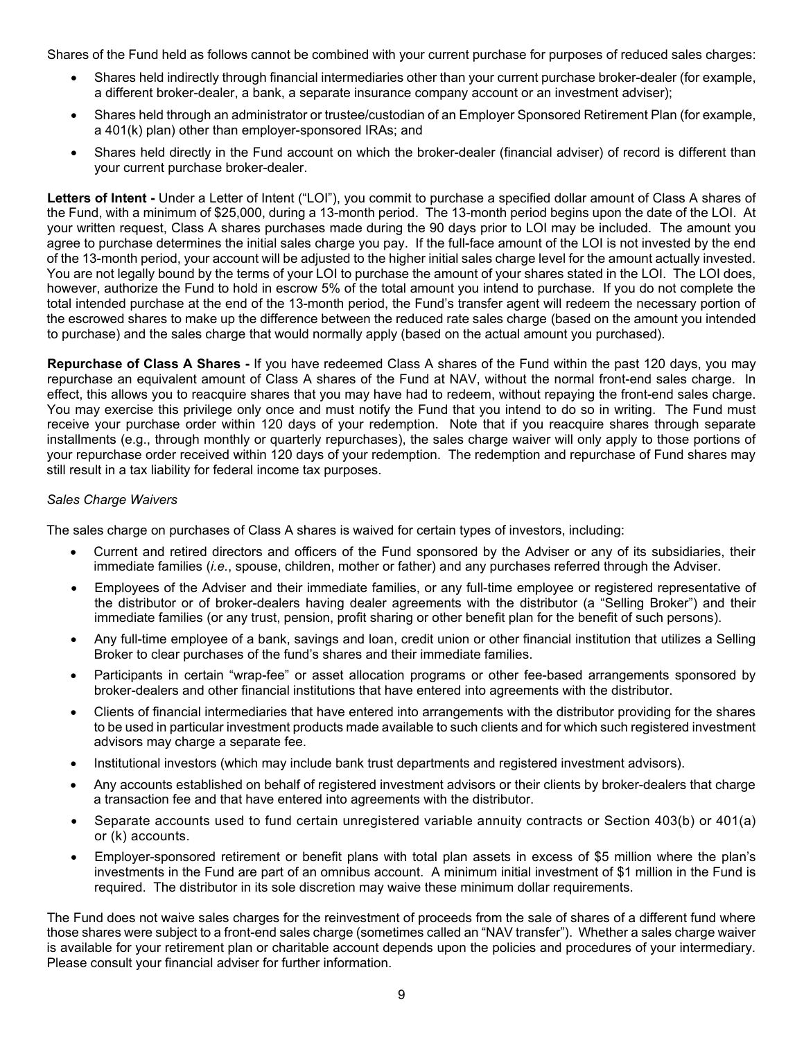Shares of the Fund held as follows cannot be combined with your current purchase for purposes of reduced sales charges:

- Shares held indirectly through financial intermediaries other than your current purchase broker-dealer (for example, a different broker-dealer, a bank, a separate insurance company account or an investment adviser);
- Shares held through an administrator or trustee/custodian of an Employer Sponsored Retirement Plan (for example, a 401(k) plan) other than employer-sponsored IRAs; and
- Shares held directly in the Fund account on which the broker-dealer (financial adviser) of record is different than your current purchase broker-dealer.

**Letters of Intent -** Under a Letter of Intent ("LOI"), you commit to purchase a specified dollar amount of Class A shares of the Fund, with a minimum of $25,000, during a 13-month period. The 13-month period begins upon the date of the LOI. At your written request, Class A shares purchases made during the 90 days prior to LOI may be included. The amount you agree to purchase determines the initial sales charge you pay. If the full-face amount of the LOI is not invested by the end of the 13-month period, your account will be adjusted to the higher initial sales charge level for the amount actually invested. You are not legally bound by the terms of your LOI to purchase the amount of your shares stated in the LOI. The LOI does, however, authorize the Fund to hold in escrow 5% of the total amount you intend to purchase. If you do not complete the total intended purchase at the end of the 13-month period, the Fund's transfer agent will redeem the necessary portion of the escrowed shares to make up the difference between the reduced rate sales charge (based on the amount you intended to purchase) and the sales charge that would normally apply (based on the actual amount you purchased).

**Repurchase of Class A Shares -** If you have redeemed Class A shares of the Fund within the past 120 days, you may repurchase an equivalent amount of Class A shares of the Fund at NAV, without the normal front-end sales charge. In effect, this allows you to reacquire shares that you may have had to redeem, without repaying the front-end sales charge. You may exercise this privilege only once and must notify the Fund that you intend to do so in writing. The Fund must receive your purchase order within 120 days of your redemption. Note that if you reacquire shares through separate installments (e.g., through monthly or quarterly repurchases), the sales charge waiver will only apply to those portions of your repurchase order received within 120 days of your redemption. The redemption and repurchase of Fund shares may still result in a tax liability for federal income tax purposes.

*Sales Charge Waivers*

The sales charge on purchases of Class A shares is waived for certain types of investors, including:

- Current and retired directors and officers of the Fund sponsored by the Adviser or any of its subsidiaries, their immediate families (*i.e.*, spouse, children, mother or father) and any purchases referred through the Adviser.
- Employees of the Adviser and their immediate families, or any full-time employee or registered representative of the distributor or of broker-dealers having dealer agreements with the distributor (a "Selling Broker") and their immediate families (or any trust, pension, profit sharing or other benefit plan for the benefit of such persons).
- Any full-time employee of a bank, savings and loan, credit union or other financial institution that utilizes a Selling Broker to clear purchases of the fund's shares and their immediate families.
- Participants in certain "wrap-fee" or asset allocation programs or other fee-based arrangements sponsored by broker-dealers and other financial institutions that have entered into agreements with the distributor.
- Clients of financial intermediaries that have entered into arrangements with the distributor providing for the shares to be used in particular investment products made available to such clients and for which such registered investment advisors may charge a separate fee.
- Institutional investors (which may include bank trust departments and registered investment advisors).
- Any accounts established on behalf of registered investment advisors or their clients by broker-dealers that charge a transaction fee and that have entered into agreements with the distributor.
- Separate accounts used to fund certain unregistered variable annuity contracts or Section 403(b) or 401(a) or (k) accounts.
- Employer-sponsored retirement or benefit plans with total plan assets in excess of $5 million where the plan's investments in the Fund are part of an omnibus account. A minimum initial investment of $1 million in the Fund is required. The distributor in its sole discretion may waive these minimum dollar requirements.

The Fund does not waive sales charges for the reinvestment of proceeds from the sale of shares of a different fund where those shares were subject to a front-end sales charge (sometimes called an "NAV transfer"). Whether a sales charge waiver is available for your retirement plan or charitable account depends upon the policies and procedures of your intermediary. Please consult your financial adviser for further information.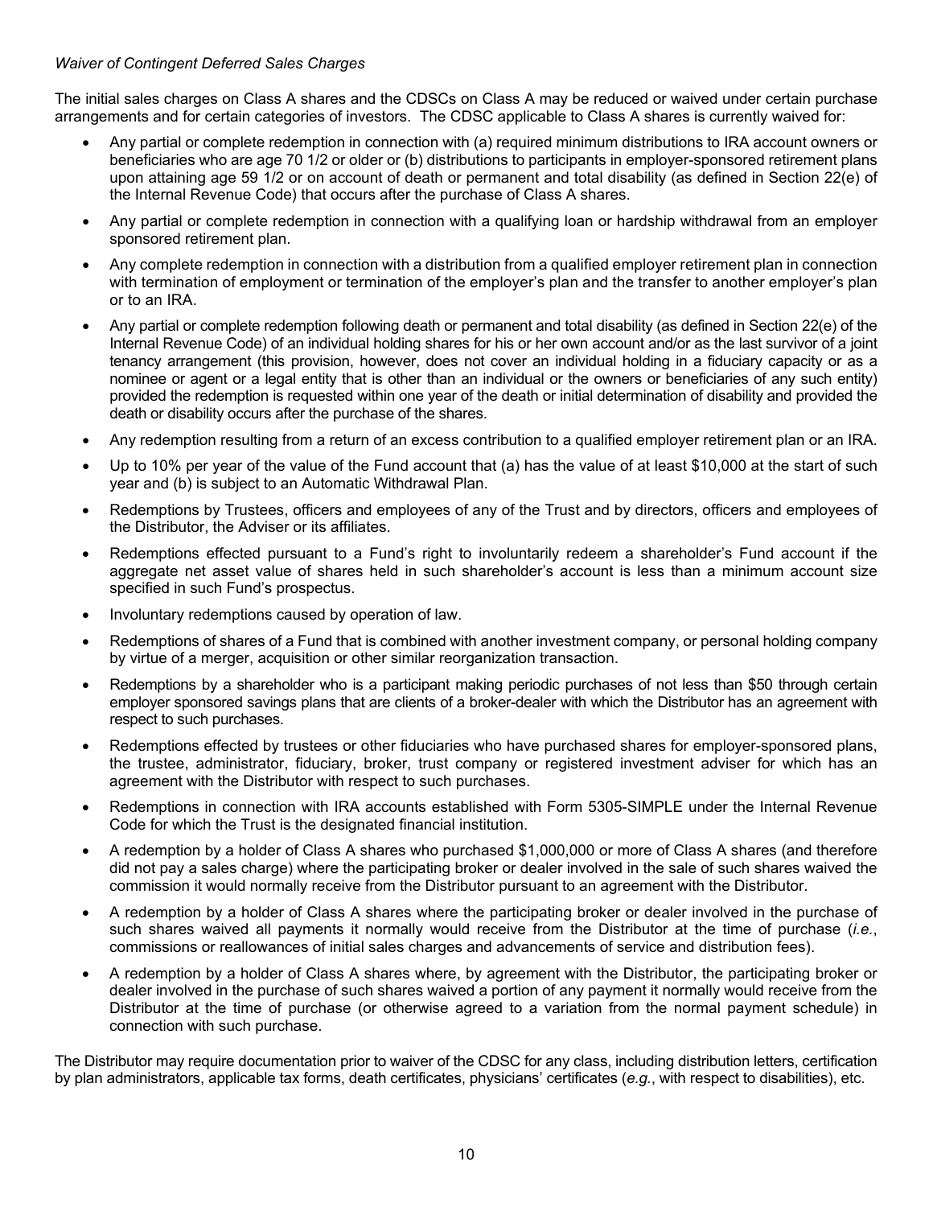*Waiver of Contingent Deferred Sales Charges*

The initial sales charges on Class A shares and the CDSCs on Class A may be reduced or waived under certain purchase arrangements and for certain categories of investors. The CDSC applicable to Class A shares is currently waived for:

- Any partial or complete redemption in connection with (a) required minimum distributions to IRA account owners or beneficiaries who are age 70 1/2 or older or (b) distributions to participants in employer-sponsored retirement plans upon attaining age 59 1/2 or on account of death or permanent and total disability (as defined in Section 22(e) of the Internal Revenue Code) that occurs after the purchase of Class A shares.
- Any partial or complete redemption in connection with a qualifying loan or hardship withdrawal from an employer sponsored retirement plan.
- Any complete redemption in connection with a distribution from a qualified employer retirement plan in connection with termination of employment or termination of the employer's plan and the transfer to another employer's plan or to an IRA.
- Any partial or complete redemption following death or permanent and total disability (as defined in Section 22(e) of the Internal Revenue Code) of an individual holding shares for his or her own account and/or as the last survivor of a joint tenancy arrangement (this provision, however, does not cover an individual holding in a fiduciary capacity or as a nominee or agent or a legal entity that is other than an individual or the owners or beneficiaries of any such entity) provided the redemption is requested within one year of the death or initial determination of disability and provided the death or disability occurs after the purchase of the shares.
- Any redemption resulting from a return of an excess contribution to a qualified employer retirement plan or an IRA.
- Up to 10% per year of the value of the Fund account that (a) has the value of at least $10,000 at the start of such year and (b) is subject to an Automatic Withdrawal Plan.
- Redemptions by Trustees, officers and employees of any of the Trust and by directors, officers and employees of the Distributor, the Adviser or its affiliates.
- Redemptions effected pursuant to a Fund's right to involuntarily redeem a shareholder's Fund account if the aggregate net asset value of shares held in such shareholder's account is less than a minimum account size specified in such Fund's prospectus.
- Involuntary redemptions caused by operation of law.
- Redemptions of shares of a Fund that is combined with another investment company, or personal holding company by virtue of a merger, acquisition or other similar reorganization transaction.
- Redemptions by a shareholder who is a participant making periodic purchases of not less than $50 through certain employer sponsored savings plans that are clients of a broker-dealer with which the Distributor has an agreement with respect to such purchases.
- Redemptions effected by trustees or other fiduciaries who have purchased shares for employer-sponsored plans, the trustee, administrator, fiduciary, broker, trust company or registered investment adviser for which has an agreement with the Distributor with respect to such purchases.
- Redemptions in connection with IRA accounts established with Form 5305-SIMPLE under the Internal Revenue Code for which the Trust is the designated financial institution.
- A redemption by a holder of Class A shares who purchased $1,000,000 or more of Class A shares (and therefore did not pay a sales charge) where the participating broker or dealer involved in the sale of such shares waived the commission it would normally receive from the Distributor pursuant to an agreement with the Distributor.
- A redemption by a holder of Class A shares where the participating broker or dealer involved in the purchase of such shares waived all payments it normally would receive from the Distributor at the time of purchase (*i.e.*, commissions or reallowances of initial sales charges and advancements of service and distribution fees).
- A redemption by a holder of Class A shares where, by agreement with the Distributor, the participating broker or dealer involved in the purchase of such shares waived a portion of any payment it normally would receive from the Distributor at the time of purchase (or otherwise agreed to a variation from the normal payment schedule) in connection with such purchase.

The Distributor may require documentation prior to waiver of the CDSC for any class, including distribution letters, certification by plan administrators, applicable tax forms, death certificates, physicians' certificates (*e.g.*, with respect to disabilities), etc.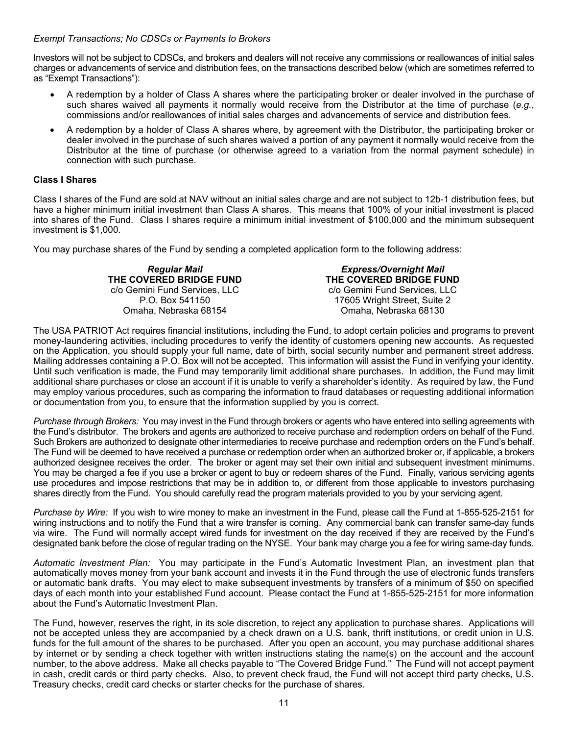*Exempt Transactions; No CDSCs or Payments to Brokers*

Investors will not be subject to CDSCs, and brokers and dealers will not receive any commissions or reallowances of initial sales charges or advancements of service and distribution fees, on the transactions described below (which are sometimes referred to as "Exempt Transactions"):

- A redemption by a holder of Class A shares where the participating broker or dealer involved in the purchase of such shares waived all payments it normally would receive from the Distributor at the time of purchase (*e.g.*, commissions and/or reallowances of initial sales charges and advancements of service and distribution fees.
- A redemption by a holder of Class A shares where, by agreement with the Distributor, the participating broker or dealer involved in the purchase of such shares waived a portion of any payment it normally would receive from the Distributor at the time of purchase (or otherwise agreed to a variation from the normal payment schedule) in connection with such purchase.

**Class I Shares**

Class I shares of the Fund are sold at NAV without an initial sales charge and are not subject to 12b-1 distribution fees, but have a higher minimum initial investment than Class A shares. This means that 100% of your initial investment is placed into shares of the Fund. Class I shares require a minimum initial investment of $100,000 and the minimum subsequent investment is $1,000.

You may purchase shares of the Fund by sending a completed application form to the following address:

***Regular Mail***
**THE COVERED BRIDGE FUND**
c/o Gemini Fund Services, LLC
P.O. Box 541150
Omaha, Nebraska 68154

***Express/Overnight Mail***
**THE COVERED BRIDGE FUND**
c/o Gemini Fund Services, LLC
17605 Wright Street, Suite 2
Omaha, Nebraska 68130

The USA PATRIOT Act requires financial institutions, including the Fund, to adopt certain policies and programs to prevent money-laundering activities, including procedures to verify the identity of customers opening new accounts. As requested on the Application, you should supply your full name, date of birth, social security number and permanent street address. Mailing addresses containing a P.O. Box will not be accepted. This information will assist the Fund in verifying your identity. Until such verification is made, the Fund may temporarily limit additional share purchases. In addition, the Fund may limit additional share purchases or close an account if it is unable to verify a shareholder's identity. As required by law, the Fund may employ various procedures, such as comparing the information to fraud databases or requesting additional information or documentation from you, to ensure that the information supplied by you is correct.

*Purchase through Brokers:* You may invest in the Fund through brokers or agents who have entered into selling agreements with the Fund's distributor. The brokers and agents are authorized to receive purchase and redemption orders on behalf of the Fund. Such Brokers are authorized to designate other intermediaries to receive purchase and redemption orders on the Fund's behalf. The Fund will be deemed to have received a purchase or redemption order when an authorized broker or, if applicable, a brokers authorized designee receives the order. The broker or agent may set their own initial and subsequent investment minimums. You may be charged a fee if you use a broker or agent to buy or redeem shares of the Fund. Finally, various servicing agents use procedures and impose restrictions that may be in addition to, or different from those applicable to investors purchasing shares directly from the Fund. You should carefully read the program materials provided to you by your servicing agent.

*Purchase by Wire:* If you wish to wire money to make an investment in the Fund, please call the Fund at 1-855-525-2151 for wiring instructions and to notify the Fund that a wire transfer is coming. Any commercial bank can transfer same-day funds via wire. The Fund will normally accept wired funds for investment on the day received if they are received by the Fund's designated bank before the close of regular trading on the NYSE. Your bank may charge you a fee for wiring same-day funds.

*Automatic Investment Plan:* You may participate in the Fund's Automatic Investment Plan, an investment plan that automatically moves money from your bank account and invests it in the Fund through the use of electronic funds transfers or automatic bank drafts. You may elect to make subsequent investments by transfers of a minimum of $50 on specified days of each month into your established Fund account. Please contact the Fund at 1-855-525-2151 for more information about the Fund's Automatic Investment Plan.

The Fund, however, reserves the right, in its sole discretion, to reject any application to purchase shares. Applications will not be accepted unless they are accompanied by a check drawn on a U.S. bank, thrift institutions, or credit union in U.S. funds for the full amount of the shares to be purchased. After you open an account, you may purchase additional shares by internet or by sending a check together with written instructions stating the name(s) on the account and the account number, to the above address. Make all checks payable to "The Covered Bridge Fund." The Fund will not accept payment in cash, credit cards or third party checks. Also, to prevent check fraud, the Fund will not accept third party checks, U.S. Treasury checks, credit card checks or starter checks for the purchase of shares.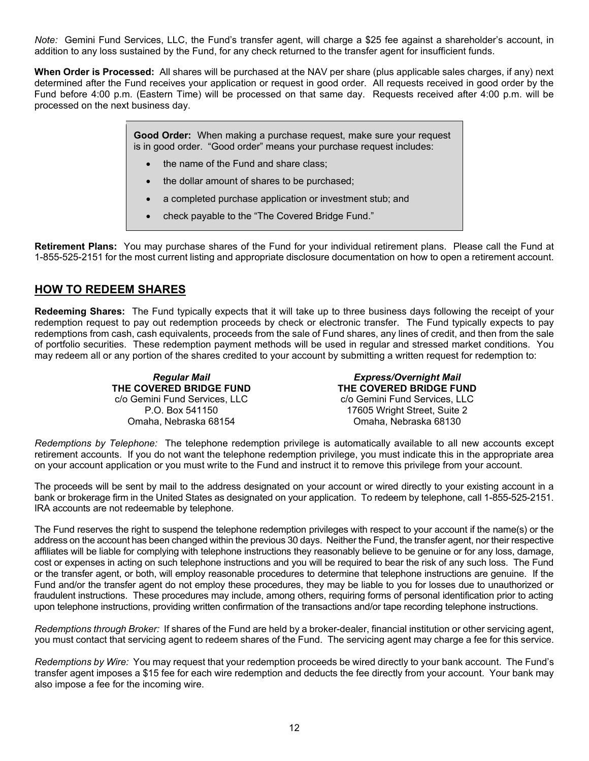*Note:* Gemini Fund Services, LLC, the Fund's transfer agent, will charge a $25 fee against a shareholder's account, in addition to any loss sustained by the Fund, for any check returned to the transfer agent for insufficient funds.

**When Order is Processed:** All shares will be purchased at the NAV per share (plus applicable sales charges, if any) next determined after the Fund receives your application or request in good order. All requests received in good order by the Fund before 4:00 p.m. (Eastern Time) will be processed on that same day. Requests received after 4:00 p.m. will be processed on the next business day.

> **Good Order:** When making a purchase request, make sure your request is in good order. "Good order" means your purchase request includes:
>
> - the name of the Fund and share class;
> - the dollar amount of shares to be purchased;
> - a completed purchase application or investment stub; and
> - check payable to the "The Covered Bridge Fund."

**Retirement Plans:** You may purchase shares of the Fund for your individual retirement plans. Please call the Fund at 1-855-525-2151 for the most current listing and appropriate disclosure documentation on how to open a retirement account.

## HOW TO REDEEM SHARES

**Redeeming Shares:** The Fund typically expects that it will take up to three business days following the receipt of your redemption request to pay out redemption proceeds by check or electronic transfer. The Fund typically expects to pay redemptions from cash, cash equivalents, proceeds from the sale of Fund shares, any lines of credit, and then from the sale of portfolio securities. These redemption payment methods will be used in regular and stressed market conditions. You may redeem all or any portion of the shares credited to your account by submitting a written request for redemption to:

***Regular Mail***
**THE COVERED BRIDGE FUND**
c/o Gemini Fund Services, LLC
P.O. Box 541150
Omaha, Nebraska 68154

***Express/Overnight Mail***
**THE COVERED BRIDGE FUND**
c/o Gemini Fund Services, LLC
17605 Wright Street, Suite 2
Omaha, Nebraska 68130

*Redemptions by Telephone:* The telephone redemption privilege is automatically available to all new accounts except retirement accounts. If you do not want the telephone redemption privilege, you must indicate this in the appropriate area on your account application or you must write to the Fund and instruct it to remove this privilege from your account.

The proceeds will be sent by mail to the address designated on your account or wired directly to your existing account in a bank or brokerage firm in the United States as designated on your application. To redeem by telephone, call 1-855-525-2151. IRA accounts are not redeemable by telephone.

The Fund reserves the right to suspend the telephone redemption privileges with respect to your account if the name(s) or the address on the account has been changed within the previous 30 days. Neither the Fund, the transfer agent, nor their respective affiliates will be liable for complying with telephone instructions they reasonably believe to be genuine or for any loss, damage, cost or expenses in acting on such telephone instructions and you will be required to bear the risk of any such loss. The Fund or the transfer agent, or both, will employ reasonable procedures to determine that telephone instructions are genuine. If the Fund and/or the transfer agent do not employ these procedures, they may be liable to you for losses due to unauthorized or fraudulent instructions. These procedures may include, among others, requiring forms of personal identification prior to acting upon telephone instructions, providing written confirmation of the transactions and/or tape recording telephone instructions.

*Redemptions through Broker:* If shares of the Fund are held by a broker-dealer, financial institution or other servicing agent, you must contact that servicing agent to redeem shares of the Fund. The servicing agent may charge a fee for this service.

*Redemptions by Wire:* You may request that your redemption proceeds be wired directly to your bank account. The Fund's transfer agent imposes a $15 fee for each wire redemption and deducts the fee directly from your account. Your bank may also impose a fee for the incoming wire.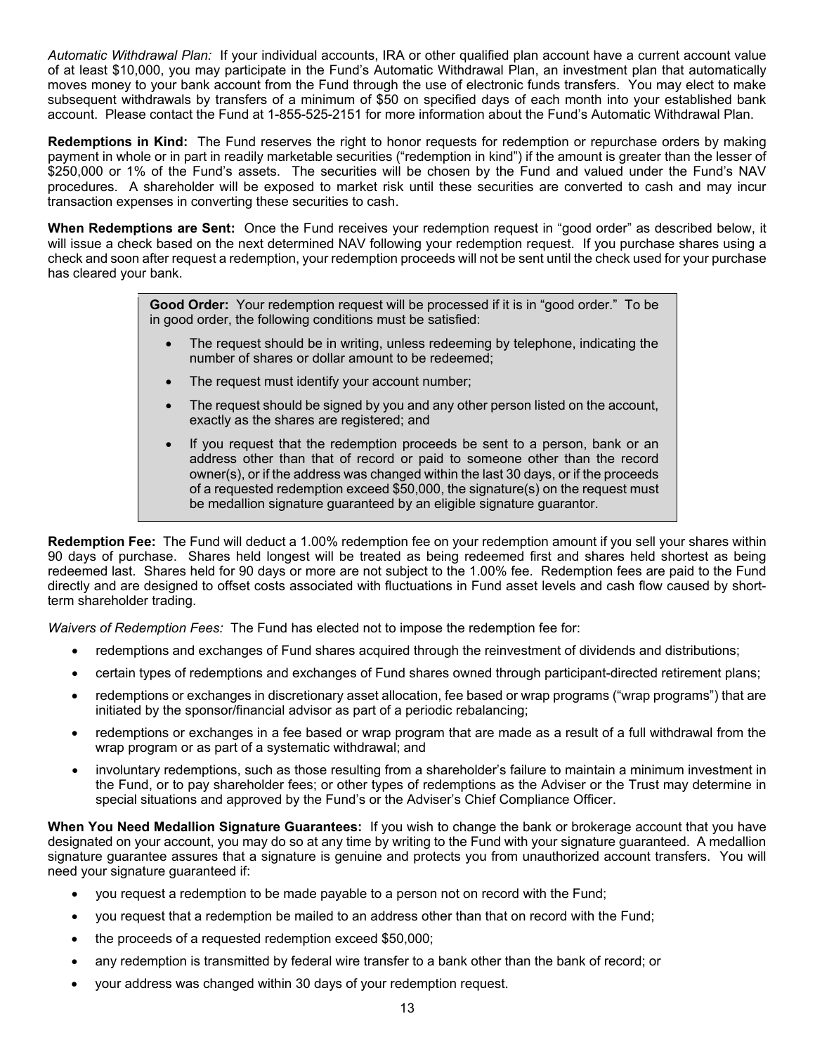*Automatic Withdrawal Plan:* If your individual accounts, IRA or other qualified plan account have a current account value of at least $10,000, you may participate in the Fund's Automatic Withdrawal Plan, an investment plan that automatically moves money to your bank account from the Fund through the use of electronic funds transfers. You may elect to make subsequent withdrawals by transfers of a minimum of $50 on specified days of each month into your established bank account. Please contact the Fund at 1-855-525-2151 for more information about the Fund's Automatic Withdrawal Plan.

**Redemptions in Kind:** The Fund reserves the right to honor requests for redemption or repurchase orders by making payment in whole or in part in readily marketable securities ("redemption in kind") if the amount is greater than the lesser of $250,000 or 1% of the Fund's assets. The securities will be chosen by the Fund and valued under the Fund's NAV procedures. A shareholder will be exposed to market risk until these securities are converted to cash and may incur transaction expenses in converting these securities to cash.

**When Redemptions are Sent:** Once the Fund receives your redemption request in "good order" as described below, it will issue a check based on the next determined NAV following your redemption request. If you purchase shares using a check and soon after request a redemption, your redemption proceeds will not be sent until the check used for your purchase has cleared your bank.

> **Good Order:** Your redemption request will be processed if it is in "good order." To be in good order, the following conditions must be satisfied:
>
> - The request should be in writing, unless redeeming by telephone, indicating the number of shares or dollar amount to be redeemed;
> - The request must identify your account number;
> - The request should be signed by you and any other person listed on the account, exactly as the shares are registered; and
> - If you request that the redemption proceeds be sent to a person, bank or an address other than that of record or paid to someone other than the record owner(s), or if the address was changed within the last 30 days, or if the proceeds of a requested redemption exceed $50,000, the signature(s) on the request must be medallion signature guaranteed by an eligible signature guarantor.

**Redemption Fee:** The Fund will deduct a 1.00% redemption fee on your redemption amount if you sell your shares within 90 days of purchase. Shares held longest will be treated as being redeemed first and shares held shortest as being redeemed last. Shares held for 90 days or more are not subject to the 1.00% fee. Redemption fees are paid to the Fund directly and are designed to offset costs associated with fluctuations in Fund asset levels and cash flow caused by short-term shareholder trading.

*Waivers of Redemption Fees:* The Fund has elected not to impose the redemption fee for:

- redemptions and exchanges of Fund shares acquired through the reinvestment of dividends and distributions;
- certain types of redemptions and exchanges of Fund shares owned through participant-directed retirement plans;
- redemptions or exchanges in discretionary asset allocation, fee based or wrap programs ("wrap programs") that are initiated by the sponsor/financial advisor as part of a periodic rebalancing;
- redemptions or exchanges in a fee based or wrap program that are made as a result of a full withdrawal from the wrap program or as part of a systematic withdrawal; and
- involuntary redemptions, such as those resulting from a shareholder's failure to maintain a minimum investment in the Fund, or to pay shareholder fees; or other types of redemptions as the Adviser or the Trust may determine in special situations and approved by the Fund's or the Adviser's Chief Compliance Officer.

**When You Need Medallion Signature Guarantees:** If you wish to change the bank or brokerage account that you have designated on your account, you may do so at any time by writing to the Fund with your signature guaranteed. A medallion signature guarantee assures that a signature is genuine and protects you from unauthorized account transfers. You will need your signature guaranteed if:

- you request a redemption to be made payable to a person not on record with the Fund;
- you request that a redemption be mailed to an address other than that on record with the Fund;
- the proceeds of a requested redemption exceed $50,000;
- any redemption is transmitted by federal wire transfer to a bank other than the bank of record; or
- your address was changed within 30 days of your redemption request.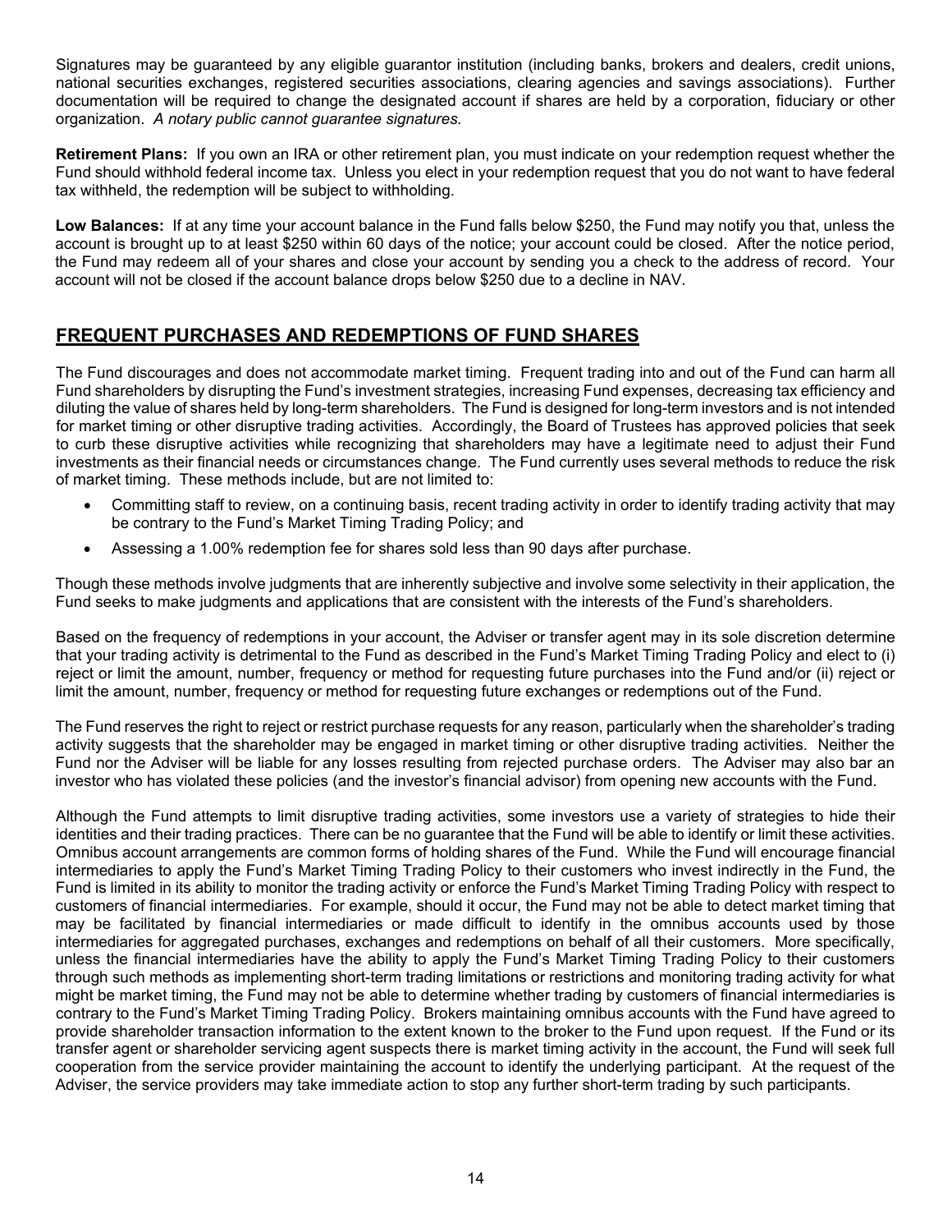Signatures may be guaranteed by any eligible guarantor institution (including banks, brokers and dealers, credit unions, national securities exchanges, registered securities associations, clearing agencies and savings associations). Further documentation will be required to change the designated account if shares are held by a corporation, fiduciary or other organization. *A notary public cannot guarantee signatures.*

**Retirement Plans:** If you own an IRA or other retirement plan, you must indicate on your redemption request whether the Fund should withhold federal income tax. Unless you elect in your redemption request that you do not want to have federal tax withheld, the redemption will be subject to withholding.

**Low Balances:** If at any time your account balance in the Fund falls below $250, the Fund may notify you that, unless the account is brought up to at least $250 within 60 days of the notice; your account could be closed. After the notice period, the Fund may redeem all of your shares and close your account by sending you a check to the address of record. Your account will not be closed if the account balance drops below $250 due to a decline in NAV.

## FREQUENT PURCHASES AND REDEMPTIONS OF FUND SHARES

The Fund discourages and does not accommodate market timing. Frequent trading into and out of the Fund can harm all Fund shareholders by disrupting the Fund's investment strategies, increasing Fund expenses, decreasing tax efficiency and diluting the value of shares held by long-term shareholders. The Fund is designed for long-term investors and is not intended for market timing or other disruptive trading activities. Accordingly, the Board of Trustees has approved policies that seek to curb these disruptive activities while recognizing that shareholders may have a legitimate need to adjust their Fund investments as their financial needs or circumstances change. The Fund currently uses several methods to reduce the risk of market timing. These methods include, but are not limited to:

- Committing staff to review, on a continuing basis, recent trading activity in order to identify trading activity that may be contrary to the Fund's Market Timing Trading Policy; and
- Assessing a 1.00% redemption fee for shares sold less than 90 days after purchase.

Though these methods involve judgments that are inherently subjective and involve some selectivity in their application, the Fund seeks to make judgments and applications that are consistent with the interests of the Fund's shareholders.

Based on the frequency of redemptions in your account, the Adviser or transfer agent may in its sole discretion determine that your trading activity is detrimental to the Fund as described in the Fund's Market Timing Trading Policy and elect to (i) reject or limit the amount, number, frequency or method for requesting future purchases into the Fund and/or (ii) reject or limit the amount, number, frequency or method for requesting future exchanges or redemptions out of the Fund.

The Fund reserves the right to reject or restrict purchase requests for any reason, particularly when the shareholder's trading activity suggests that the shareholder may be engaged in market timing or other disruptive trading activities. Neither the Fund nor the Adviser will be liable for any losses resulting from rejected purchase orders. The Adviser may also bar an investor who has violated these policies (and the investor's financial advisor) from opening new accounts with the Fund.

Although the Fund attempts to limit disruptive trading activities, some investors use a variety of strategies to hide their identities and their trading practices. There can be no guarantee that the Fund will be able to identify or limit these activities. Omnibus account arrangements are common forms of holding shares of the Fund. While the Fund will encourage financial intermediaries to apply the Fund's Market Timing Trading Policy to their customers who invest indirectly in the Fund, the Fund is limited in its ability to monitor the trading activity or enforce the Fund's Market Timing Trading Policy with respect to customers of financial intermediaries. For example, should it occur, the Fund may not be able to detect market timing that may be facilitated by financial intermediaries or made difficult to identify in the omnibus accounts used by those intermediaries for aggregated purchases, exchanges and redemptions on behalf of all their customers. More specifically, unless the financial intermediaries have the ability to apply the Fund's Market Timing Trading Policy to their customers through such methods as implementing short-term trading limitations or restrictions and monitoring trading activity for what might be market timing, the Fund may not be able to determine whether trading by customers of financial intermediaries is contrary to the Fund's Market Timing Trading Policy. Brokers maintaining omnibus accounts with the Fund have agreed to provide shareholder transaction information to the extent known to the broker to the Fund upon request. If the Fund or its transfer agent or shareholder servicing agent suspects there is market timing activity in the account, the Fund will seek full cooperation from the service provider maintaining the account to identify the underlying participant. At the request of the Adviser, the service providers may take immediate action to stop any further short-term trading by such participants.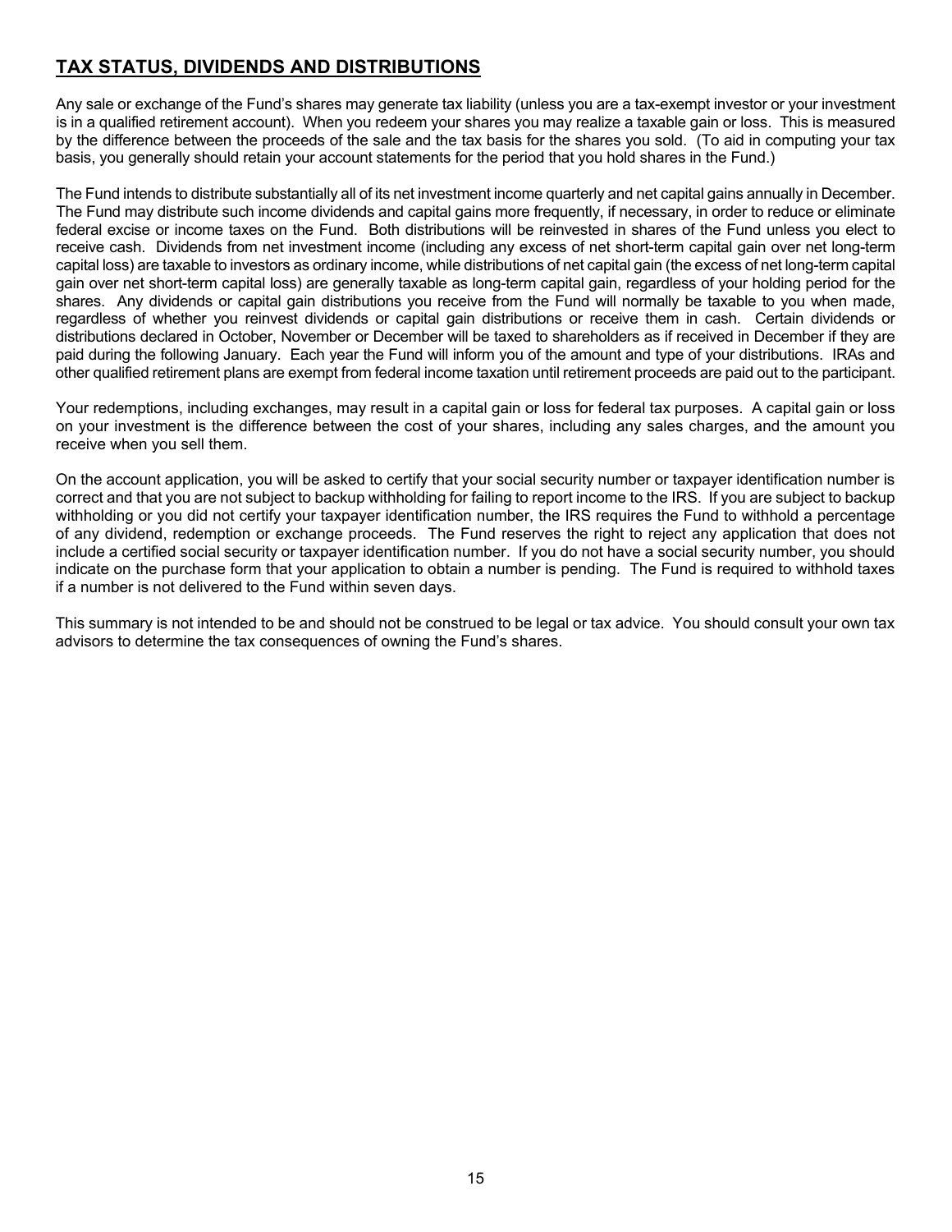## TAX STATUS, DIVIDENDS AND DISTRIBUTIONS

Any sale or exchange of the Fund's shares may generate tax liability (unless you are a tax-exempt investor or your investment is in a qualified retirement account). When you redeem your shares you may realize a taxable gain or loss. This is measured by the difference between the proceeds of the sale and the tax basis for the shares you sold. (To aid in computing your tax basis, you generally should retain your account statements for the period that you hold shares in the Fund.)

The Fund intends to distribute substantially all of its net investment income quarterly and net capital gains annually in December. The Fund may distribute such income dividends and capital gains more frequently, if necessary, in order to reduce or eliminate federal excise or income taxes on the Fund. Both distributions will be reinvested in shares of the Fund unless you elect to receive cash. Dividends from net investment income (including any excess of net short-term capital gain over net long-term capital loss) are taxable to investors as ordinary income, while distributions of net capital gain (the excess of net long-term capital gain over net short-term capital loss) are generally taxable as long-term capital gain, regardless of your holding period for the shares. Any dividends or capital gain distributions you receive from the Fund will normally be taxable to you when made, regardless of whether you reinvest dividends or capital gain distributions or receive them in cash. Certain dividends or distributions declared in October, November or December will be taxed to shareholders as if received in December if they are paid during the following January. Each year the Fund will inform you of the amount and type of your distributions. IRAs and other qualified retirement plans are exempt from federal income taxation until retirement proceeds are paid out to the participant.

Your redemptions, including exchanges, may result in a capital gain or loss for federal tax purposes. A capital gain or loss on your investment is the difference between the cost of your shares, including any sales charges, and the amount you receive when you sell them.

On the account application, you will be asked to certify that your social security number or taxpayer identification number is correct and that you are not subject to backup withholding for failing to report income to the IRS. If you are subject to backup withholding or you did not certify your taxpayer identification number, the IRS requires the Fund to withhold a percentage of any dividend, redemption or exchange proceeds. The Fund reserves the right to reject any application that does not include a certified social security or taxpayer identification number. If you do not have a social security number, you should indicate on the purchase form that your application to obtain a number is pending. The Fund is required to withhold taxes if a number is not delivered to the Fund within seven days.

This summary is not intended to be and should not be construed to be legal or tax advice. You should consult your own tax advisors to determine the tax consequences of owning the Fund's shares.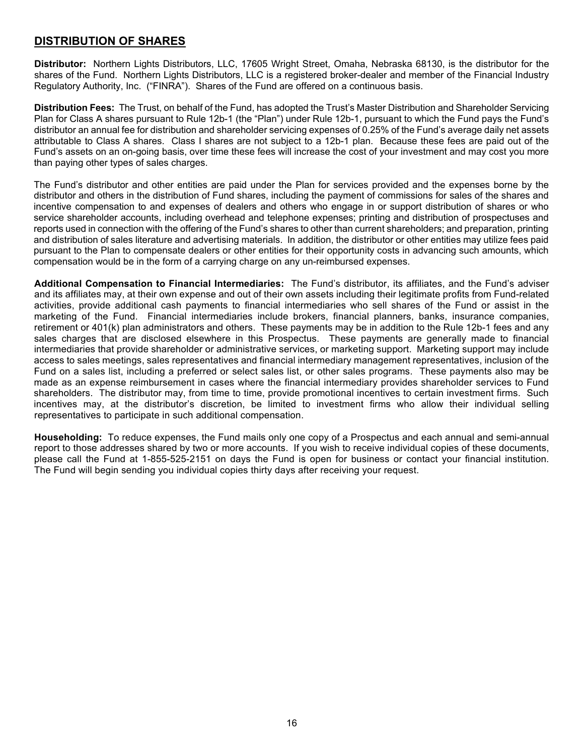## DISTRIBUTION OF SHARES

**Distributor:** Northern Lights Distributors, LLC, 17605 Wright Street, Omaha, Nebraska 68130, is the distributor for the shares of the Fund. Northern Lights Distributors, LLC is a registered broker-dealer and member of the Financial Industry Regulatory Authority, Inc. ("FINRA"). Shares of the Fund are offered on a continuous basis.

**Distribution Fees:** The Trust, on behalf of the Fund, has adopted the Trust's Master Distribution and Shareholder Servicing Plan for Class A shares pursuant to Rule 12b-1 (the "Plan") under Rule 12b-1, pursuant to which the Fund pays the Fund's distributor an annual fee for distribution and shareholder servicing expenses of 0.25% of the Fund's average daily net assets attributable to Class A shares. Class I shares are not subject to a 12b-1 plan. Because these fees are paid out of the Fund's assets on an on-going basis, over time these fees will increase the cost of your investment and may cost you more than paying other types of sales charges.

The Fund's distributor and other entities are paid under the Plan for services provided and the expenses borne by the distributor and others in the distribution of Fund shares, including the payment of commissions for sales of the shares and incentive compensation to and expenses of dealers and others who engage in or support distribution of shares or who service shareholder accounts, including overhead and telephone expenses; printing and distribution of prospectuses and reports used in connection with the offering of the Fund's shares to other than current shareholders; and preparation, printing and distribution of sales literature and advertising materials. In addition, the distributor or other entities may utilize fees paid pursuant to the Plan to compensate dealers or other entities for their opportunity costs in advancing such amounts, which compensation would be in the form of a carrying charge on any un-reimbursed expenses.

**Additional Compensation to Financial Intermediaries:** The Fund's distributor, its affiliates, and the Fund's adviser and its affiliates may, at their own expense and out of their own assets including their legitimate profits from Fund-related activities, provide additional cash payments to financial intermediaries who sell shares of the Fund or assist in the marketing of the Fund. Financial intermediaries include brokers, financial planners, banks, insurance companies, retirement or 401(k) plan administrators and others. These payments may be in addition to the Rule 12b-1 fees and any sales charges that are disclosed elsewhere in this Prospectus. These payments are generally made to financial intermediaries that provide shareholder or administrative services, or marketing support. Marketing support may include access to sales meetings, sales representatives and financial intermediary management representatives, inclusion of the Fund on a sales list, including a preferred or select sales list, or other sales programs. These payments also may be made as an expense reimbursement in cases where the financial intermediary provides shareholder services to Fund shareholders. The distributor may, from time to time, provide promotional incentives to certain investment firms. Such incentives may, at the distributor's discretion, be limited to investment firms who allow their individual selling representatives to participate in such additional compensation.

**Householding:** To reduce expenses, the Fund mails only one copy of a Prospectus and each annual and semi-annual report to those addresses shared by two or more accounts. If you wish to receive individual copies of these documents, please call the Fund at 1-855-525-2151 on days the Fund is open for business or contact your financial institution. The Fund will begin sending you individual copies thirty days after receiving your request.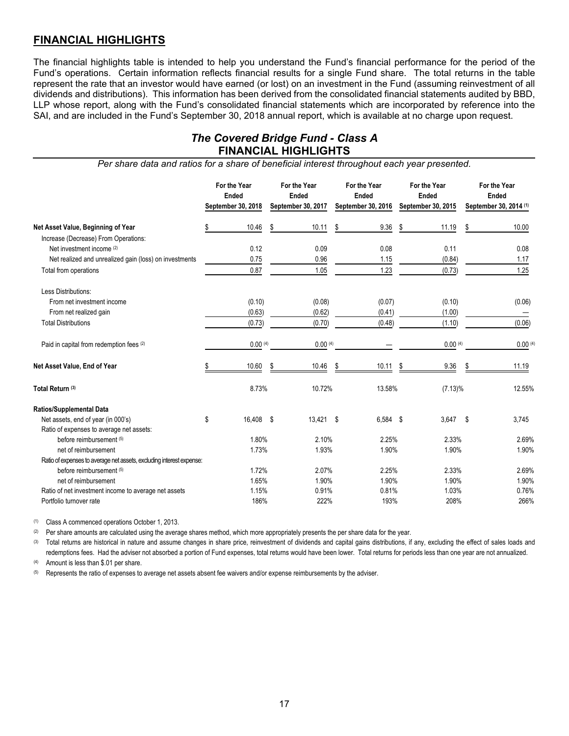## FINANCIAL HIGHLIGHTS

The financial highlights table is intended to help you understand the Fund's financial performance for the period of the Fund's operations. Certain information reflects financial results for a single Fund share. The total returns in the table represent the rate that an investor would have earned (or lost) on an investment in the Fund (assuming reinvestment of all dividends and distributions). This information has been derived from the consolidated financial statements audited by BBD, LLP whose report, along with the Fund's consolidated financial statements which are incorporated by reference into the SAI, and are included in the Fund's September 30, 2018 annual report, which is available at no charge upon request.

### *The Covered Bridge Fund - Class A*
### FINANCIAL HIGHLIGHTS

*Per share data and ratios for a share of beneficial interest throughout each year presented.*

| | For the Year Ended September 30, 2018 | For the Year Ended September 30, 2017 | For the Year Ended September 30, 2016 | For the Year Ended September 30, 2015 | For the Year Ended September 30, 2014 [1] |
|---|---|---|---|---|---|
| **Net Asset Value, Beginning of Year** | $ 10.46 | $ 10.11 | $ 9.36 | $ 11.19 | $ 10.00 |
| Increase (Decrease) From Operations: | | | | | |
| Net investment income [2] | 0.12 | 0.09 | 0.08 | 0.11 | 0.08 |
| Net realized and unrealized gain (loss) on investments | 0.75 | 0.96 | 1.15 | (0.84) | 1.17 |
| Total from operations | 0.87 | 1.05 | 1.23 | (0.73) | 1.25 |
| Less Distributions: | | | | | |
| From net investment income | (0.10) | (0.08) | (0.07) | (0.10) | (0.06) |
| From net realized gain | (0.63) | (0.62) | (0.41) | (1.00) | — |
| Total Distributions | (0.73) | (0.70) | (0.48) | (1.10) | (0.06) |
| Paid in capital from redemption fees [2] | 0.00 [4] | 0.00 [4] | — | 0.00 [4] | 0.00 [4] |
| **Net Asset Value, End of Year** | $ 10.60 | $ 10.46 | $ 10.11 | $ 9.36 | $ 11.19 |
| **Total Return [3]** | 8.73% | 10.72% | 13.58% | (7.13)% | 12.55% |
| **Ratios/Supplemental Data** | | | | | |
| Net assets, end of year (in 000's) | $ 16,408 | $ 13,421 | $ 6,584 | $ 3,647 | $ 3,745 |
| Ratio of expenses to average net assets: | | | | | |
| before reimbursement [5] | 1.80% | 2.10% | 2.25% | 2.33% | 2.69% |
| net of reimbursement | 1.73% | 1.93% | 1.90% | 1.90% | 1.90% |
| Ratio of expenses to average net assets, excluding interest expense: | | | | | |
| before reimbursement [5] | 1.72% | 2.07% | 2.25% | 2.33% | 2.69% |
| net of reimbursement | 1.65% | 1.90% | 1.90% | 1.90% | 1.90% |
| Ratio of net investment income to average net assets | 1.15% | 0.91% | 0.81% | 1.03% | 0.76% |
| Portfolio turnover rate | 186% | 222% | 193% | 208% | 266% |

(1) Class A commenced operations October 1, 2013.

(2) Per share amounts are calculated using the average shares method, which more appropriately presents the per share data for the year.

(3) Total returns are historical in nature and assume changes in share price, reinvestment of dividends and capital gains distributions, if any, excluding the effect of sales loads and redemptions fees. Had the adviser not absorbed a portion of Fund expenses, total returns would have been lower. Total returns for periods less than one year are not annualized.

(4) Amount is less than $.01 per share.

(5) Represents the ratio of expenses to average net assets absent fee waivers and/or expense reimbursements by the adviser.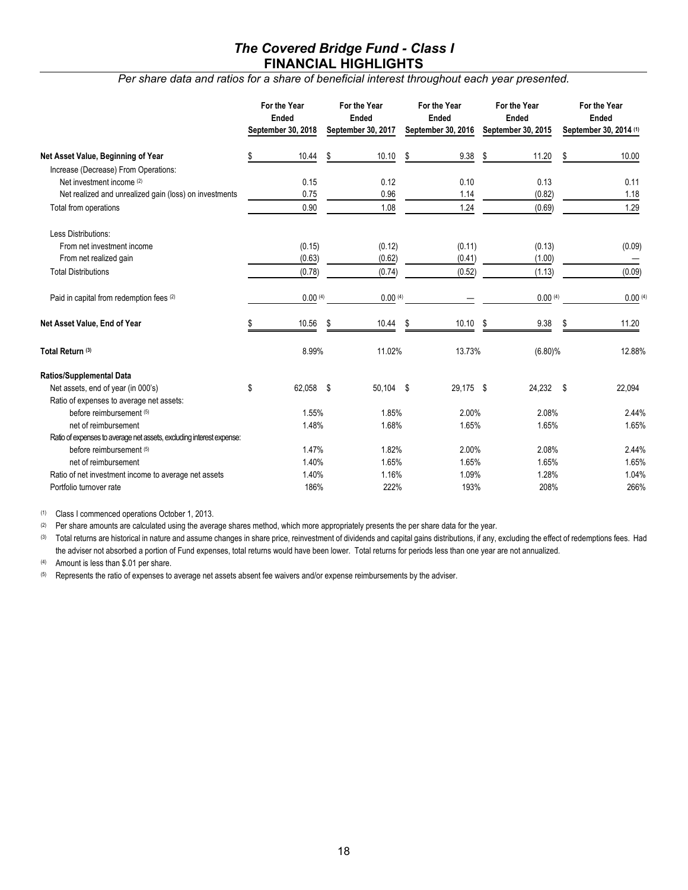# *The Covered Bridge Fund - Class I*
## FINANCIAL HIGHLIGHTS

*Per share data and ratios for a share of beneficial interest throughout each year presented.*

| | For the Year Ended September 30, 2018 | For the Year Ended September 30, 2017 | For the Year Ended September 30, 2016 | For the Year Ended September 30, 2015 | For the Year Ended September 30, 2014 (1) |
|---|---|---|---|---|---|
| **Net Asset Value, Beginning of Year** | $ 10.44 | $ 10.10 | $ 9.38 | $ 11.20 | $ 10.00 |
| Increase (Decrease) From Operations: | | | | | |
| Net investment income (2) | 0.15 | 0.12 | 0.10 | 0.13 | 0.11 |
| Net realized and unrealized gain (loss) on investments | 0.75 | 0.96 | 1.14 | (0.82) | 1.18 |
| Total from operations | 0.90 | 1.08 | 1.24 | (0.69) | 1.29 |
| Less Distributions: | | | | | |
| From net investment income | (0.15) | (0.12) | (0.11) | (0.13) | (0.09) |
| From net realized gain | (0.63) | (0.62) | (0.41) | (1.00) | — |
| Total Distributions | (0.78) | (0.74) | (0.52) | (1.13) | (0.09) |
| Paid in capital from redemption fees (2) | 0.00 (4) | 0.00 (4) | — | 0.00 (4) | 0.00 (4) |
| **Net Asset Value, End of Year** | $ 10.56 | $ 10.44 | $ 10.10 | $ 9.38 | $ 11.20 |
| **Total Return (3)** | 8.99% | 11.02% | 13.73% | (6.80)% | 12.88% |
| **Ratios/Supplemental Data** | | | | | |
| Net assets, end of year (in 000's) | $ 62,058 | $ 50,104 | $ 29,175 | $ 24,232 | $ 22,094 |
| Ratio of expenses to average net assets: | | | | | |
| before reimbursement (5) | 1.55% | 1.85% | 2.00% | 2.08% | 2.44% |
| net of reimbursement | 1.48% | 1.68% | 1.65% | 1.65% | 1.65% |
| Ratio of expenses to average net assets, excluding interest expense: | | | | | |
| before reimbursement (5) | 1.47% | 1.82% | 2.00% | 2.08% | 2.44% |
| net of reimbursement | 1.40% | 1.65% | 1.65% | 1.65% | 1.65% |
| Ratio of net investment income to average net assets | 1.40% | 1.16% | 1.09% | 1.28% | 1.04% |
| Portfolio turnover rate | 186% | 222% | 193% | 208% | 266% |

(1) Class I commenced operations October 1, 2013.

(2) Per share amounts are calculated using the average shares method, which more appropriately presents the per share data for the year.

(3) Total returns are historical in nature and assume changes in share price, reinvestment of dividends and capital gains distributions, if any, excluding the effect of redemptions fees. Had the adviser not absorbed a portion of Fund expenses, total returns would have been lower. Total returns for periods less than one year are not annualized.

(4) Amount is less than $.01 per share.

(5) Represents the ratio of expenses to average net assets absent fee waivers and/or expense reimbursements by the adviser.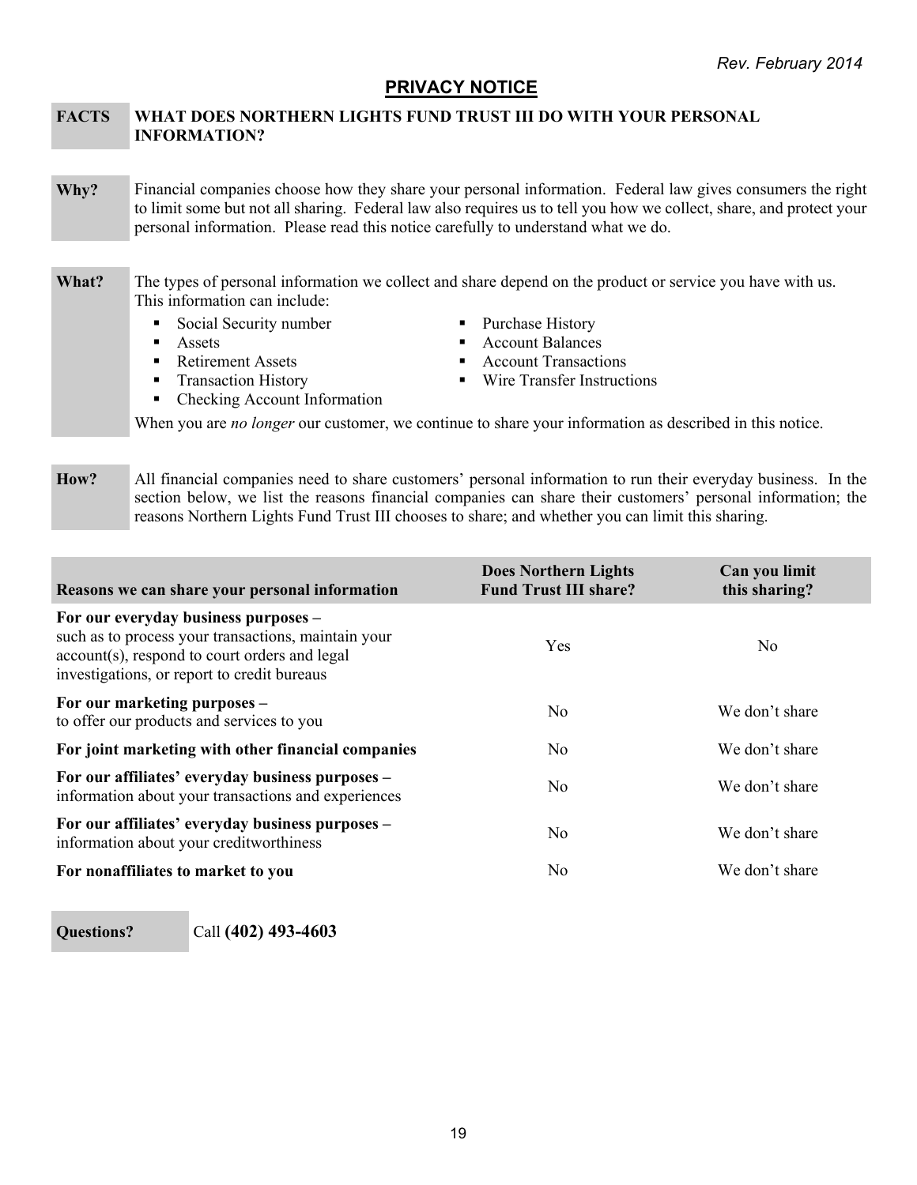*Rev. February 2014*

# PRIVACY NOTICE

| FACTS | WHAT DOES NORTHERN LIGHTS FUND TRUST III DO WITH YOUR PERSONAL INFORMATION? |
| --- | --- |

| | |
| --- | --- |
| **Why?** | Financial companies choose how they share your personal information. Federal law gives consumers the right to limit some but not all sharing. Federal law also requires us to tell you how we collect, share, and protect your personal information. Please read this notice carefully to understand what we do. |

**What?** The types of personal information we collect and share depend on the product or service you have with us. This information can include:

- Social Security number
- Assets
- Retirement Assets
- Transaction History
- Checking Account Information
- Purchase History
- Account Balances
- Account Transactions
- Wire Transfer Instructions

When you are *no longer* our customer, we continue to share your information as described in this notice.

| | |
| --- | --- |
| **How?** | All financial companies need to share customers' personal information to run their everyday business. In the section below, we list the reasons financial companies can share their customers' personal information; the reasons Northern Lights Fund Trust III chooses to share; and whether you can limit this sharing. |

| Reasons we can share your personal information | Does Northern Lights Fund Trust III share? | Can you limit this sharing? |
| --- | --- | --- |
| **For our everyday business purposes –** such as to process your transactions, maintain your account(s), respond to court orders and legal investigations, or report to credit bureaus | Yes | No |
| **For our marketing purposes –** to offer our products and services to you | No | We don't share |
| **For joint marketing with other financial companies** | No | We don't share |
| **For our affiliates' everyday business purposes –** information about your transactions and experiences | No | We don't share |
| **For our affiliates' everyday business purposes –** information about your creditworthiness | No | We don't share |
| **For nonaffiliates to market to you** | No | We don't share |

| | |
| --- | --- |
| **Questions?** | Call **(402) 493-4603** |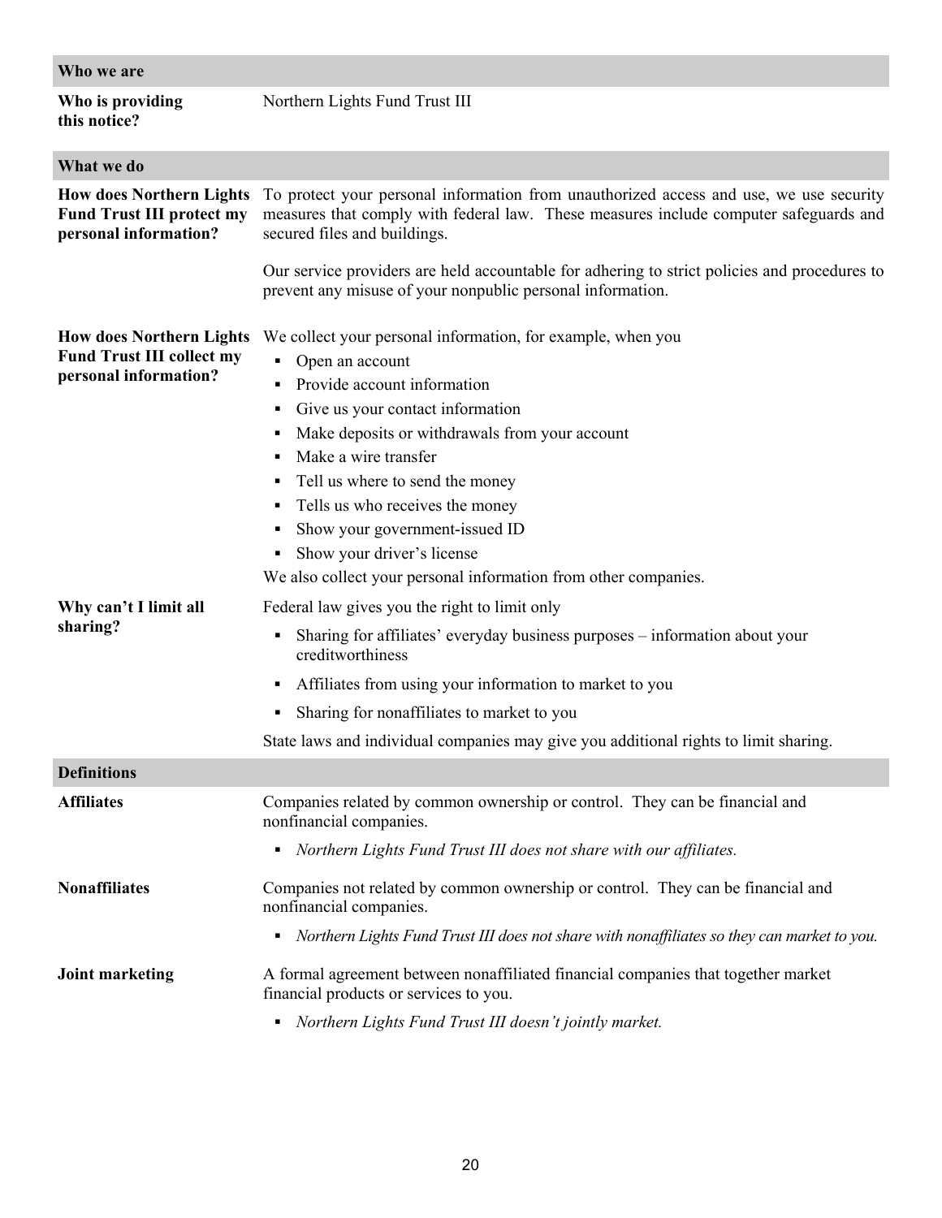| | |
|---|---|
| **Who we are** | |
| **Who is providing this notice?** | Northern Lights Fund Trust III |
| **What we do** | |
| **How does Northern Lights Fund Trust III protect my personal information?** | To protect your personal information from unauthorized access and use, we use security measures that comply with federal law. These measures include computer safeguards and secured files and buildings.<br><br>Our service providers are held accountable for adhering to strict policies and procedures to prevent any misuse of your nonpublic personal information. |
| **How does Northern Lights Fund Trust III collect my personal information?** | We collect your personal information, for example, when you<br>▪ Open an account<br>▪ Provide account information<br>▪ Give us your contact information<br>▪ Make deposits or withdrawals from your account<br>▪ Make a wire transfer<br>▪ Tell us where to send the money<br>▪ Tells us who receives the money<br>▪ Show your government-issued ID<br>▪ Show your driver's license<br>We also collect your personal information from other companies. |
| **Why can't I limit all sharing?** | Federal law gives you the right to limit only<br>▪ Sharing for affiliates' everyday business purposes – information about your creditworthiness<br>▪ Affiliates from using your information to market to you<br>▪ Sharing for nonaffiliates to market to you<br>State laws and individual companies may give you additional rights to limit sharing. |
| **Definitions** | |
| **Affiliates** | Companies related by common ownership or control. They can be financial and nonfinancial companies.<br>▪ *Northern Lights Fund Trust III does not share with our affiliates.* |
| **Nonaffiliates** | Companies not related by common ownership or control. They can be financial and nonfinancial companies.<br>▪ *Northern Lights Fund Trust III does not share with nonaffiliates so they can market to you.* |
| **Joint marketing** | A formal agreement between nonaffiliated financial companies that together market financial products or services to you.<br>▪ *Northern Lights Fund Trust III doesn't jointly market.* |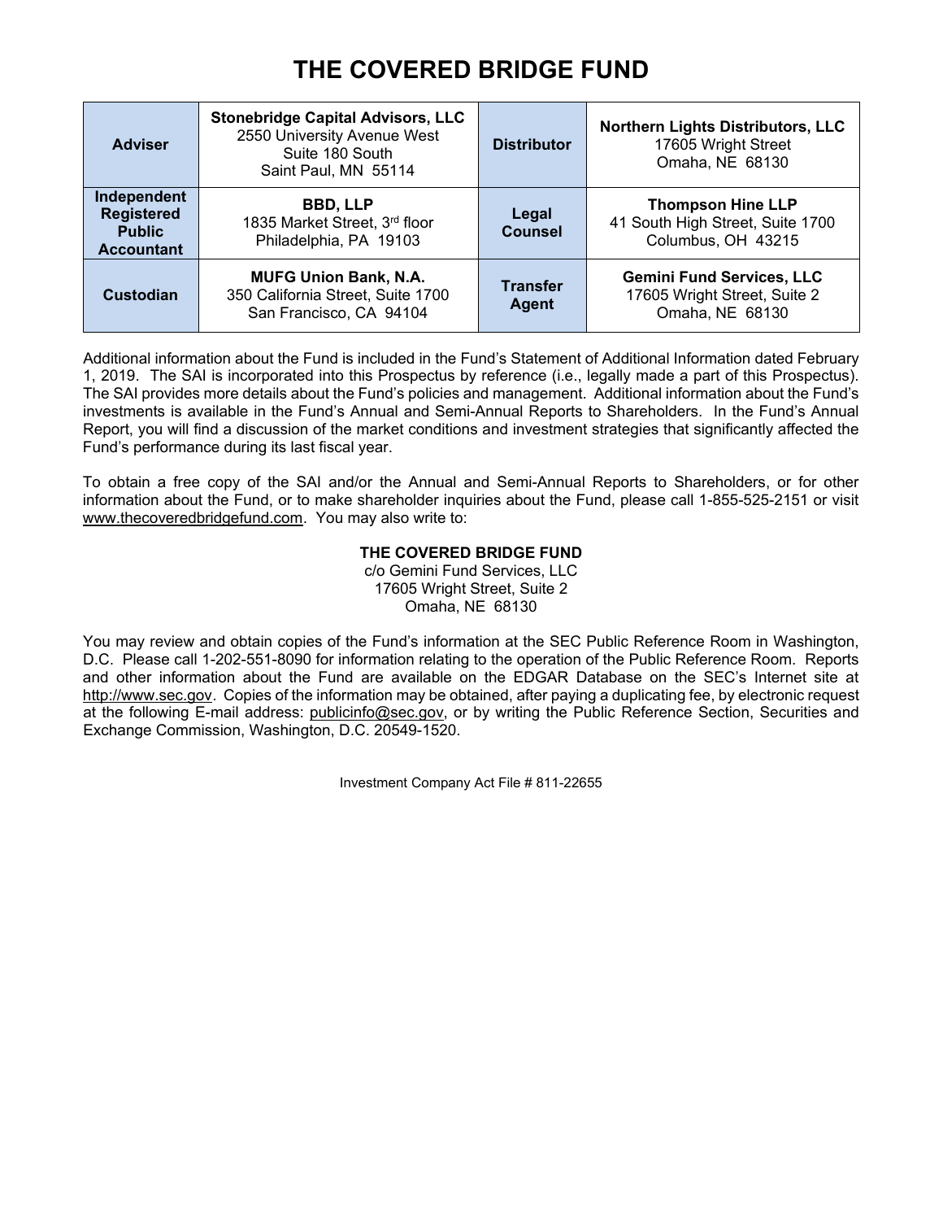# THE COVERED BRIDGE FUND

| | | | |
|---|---|---|---|
| **Adviser** | **Stonebridge Capital Advisors, LLC**<br>2550 University Avenue West<br>Suite 180 South<br>Saint Paul, MN 55114 | **Distributor** | **Northern Lights Distributors, LLC**<br>17605 Wright Street<br>Omaha, NE 68130 |
| **Independent Registered Public Accountant** | **BBD, LLP**<br>1835 Market Street, 3rd floor<br>Philadelphia, PA 19103 | **Legal Counsel** | **Thompson Hine LLP**<br>41 South High Street, Suite 1700<br>Columbus, OH 43215 |
| **Custodian** | **MUFG Union Bank, N.A.**<br>350 California Street, Suite 1700<br>San Francisco, CA 94104 | **Transfer Agent** | **Gemini Fund Services, LLC**<br>17605 Wright Street, Suite 2<br>Omaha, NE 68130 |

Additional information about the Fund is included in the Fund's Statement of Additional Information dated February 1, 2019. The SAI is incorporated into this Prospectus by reference (i.e., legally made a part of this Prospectus). The SAI provides more details about the Fund's policies and management. Additional information about the Fund's investments is available in the Fund's Annual and Semi-Annual Reports to Shareholders. In the Fund's Annual Report, you will find a discussion of the market conditions and investment strategies that significantly affected the Fund's performance during its last fiscal year.

To obtain a free copy of the SAI and/or the Annual and Semi-Annual Reports to Shareholders, or for other information about the Fund, or to make shareholder inquiries about the Fund, please call 1-855-525-2151 or visit www.thecoveredbridgefund.com. You may also write to:

**THE COVERED BRIDGE FUND**
c/o Gemini Fund Services, LLC
17605 Wright Street, Suite 2
Omaha, NE 68130

You may review and obtain copies of the Fund's information at the SEC Public Reference Room in Washington, D.C. Please call 1-202-551-8090 for information relating to the operation of the Public Reference Room. Reports and other information about the Fund are available on the EDGAR Database on the SEC's Internet site at http://www.sec.gov. Copies of the information may be obtained, after paying a duplicating fee, by electronic request at the following E-mail address: publicinfo@sec.gov, or by writing the Public Reference Section, Securities and Exchange Commission, Washington, D.C. 20549-1520.

Investment Company Act File # 811-22655